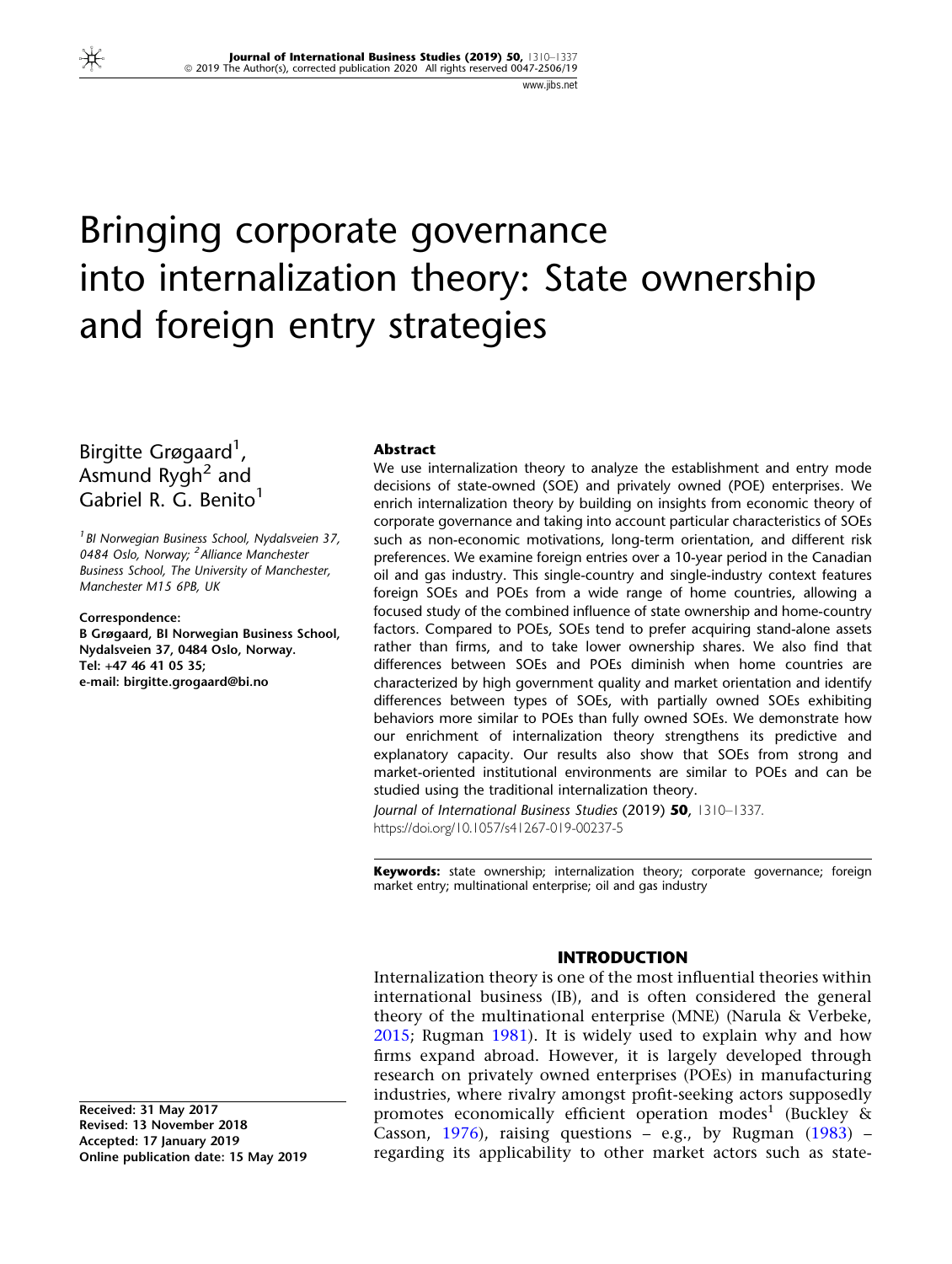# Bringing corporate governance into internalization theory: State ownership and foreign entry strategies

Birgitte Grøgaard[1], Asmund Rygh[2] and Gabriel R. G. Benito[1]

[1] BI Norwegian Business School, Nydalsveien 37, 0484 Oslo, Norway; [2] Alliance Manchester Business School, The University of Manchester, Manchester M15 6PB, UK

**Correspondence:**
B Grøgaard, BI Norwegian Business School, Nydalsveien 37, 0484 Oslo, Norway.
Tel: +47 46 41 05 35;
e-mail: birgitte.grogaard@bi.no

Received: 31 May 2017
Revised: 13 November 2018
Accepted: 17 January 2019
Online publication date: 15 May 2019

## Abstract

We use internalization theory to analyze the establishment and entry mode decisions of state-owned (SOE) and privately owned (POE) enterprises. We enrich internalization theory by building on insights from economic theory of corporate governance and taking into account particular characteristics of SOEs such as non-economic motivations, long-term orientation, and different risk preferences. We examine foreign entries over a 10-year period in the Canadian oil and gas industry. This single-country and single-industry context features foreign SOEs and POEs from a wide range of home countries, allowing a focused study of the combined influence of state ownership and home-country factors. Compared to POEs, SOEs tend to prefer acquiring stand-alone assets rather than firms, and to take lower ownership shares. We also find that differences between SOEs and POEs diminish when home countries are characterized by high government quality and market orientation and identify differences between types of SOEs, with partially owned SOEs exhibiting behaviors more similar to POEs than fully owned SOEs. We demonstrate how our enrichment of internalization theory strengthens its predictive and explanatory capacity. Our results also show that SOEs from strong and market-oriented institutional environments are similar to POEs and can be studied using the traditional internalization theory.

*Journal of International Business Studies* (2019) **50**, 1310–1337. https://doi.org/10.1057/s41267-019-00237-5

**Keywords:** state ownership; internalization theory; corporate governance; foreign market entry; multinational enterprise; oil and gas industry

## INTRODUCTION

Internalization theory is one of the most influential theories within international business (IB), and is often considered the general theory of the multinational enterprise (MNE) (Narula & Verbeke, 2015; Rugman 1981). It is widely used to explain why and how firms expand abroad. However, it is largely developed through research on privately owned enterprises (POEs) in manufacturing industries, where rivalry amongst profit-seeking actors supposedly promotes economically efficient operation modes[1] (Buckley & Casson, 1976), raising questions – e.g., by Rugman (1983) – regarding its applicability to other market actors such as state-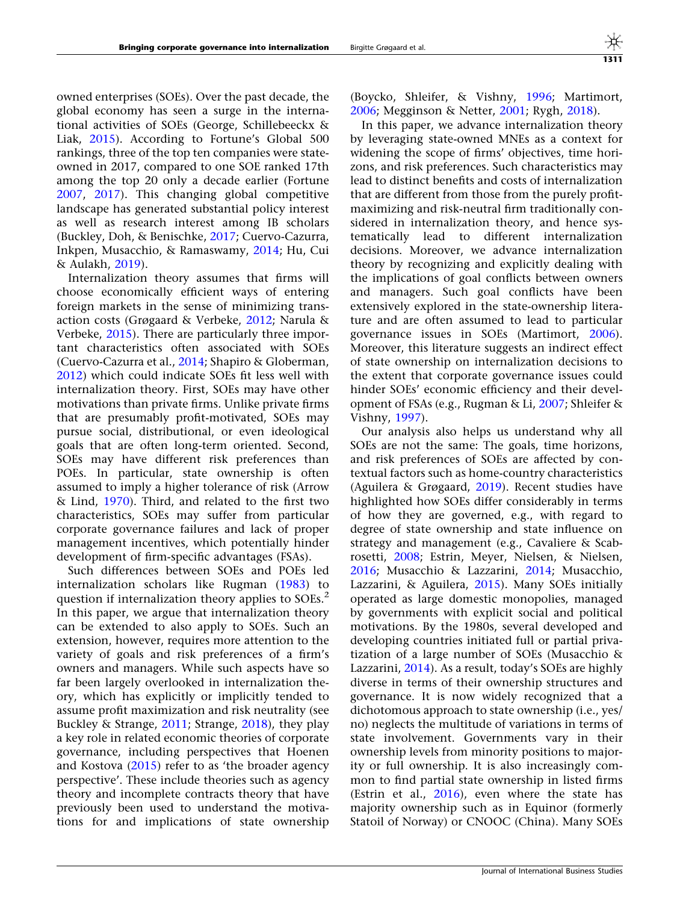owned enterprises (SOEs). Over the past decade, the global economy has seen a surge in the international activities of SOEs (George, Schillebeeckx & Liak, 2015). According to Fortune's Global 500 rankings, three of the top ten companies were state-owned in 2017, compared to one SOE ranked 17th among the top 20 only a decade earlier (Fortune 2007, 2017). This changing global competitive landscape has generated substantial policy interest as well as research interest among IB scholars (Buckley, Doh, & Benischke, 2017; Cuervo-Cazurra, Inkpen, Musacchio, & Ramaswamy, 2014; Hu, Cui & Aulakh, 2019).

Internalization theory assumes that firms will choose economically efficient ways of entering foreign markets in the sense of minimizing transaction costs (Grøgaard & Verbeke, 2012; Narula & Verbeke, 2015). There are particularly three important characteristics often associated with SOEs (Cuervo-Cazurra et al., 2014; Shapiro & Globerman, 2012) which could indicate SOEs fit less well with internalization theory. First, SOEs may have other motivations than private firms. Unlike private firms that are presumably profit-motivated, SOEs may pursue social, distributional, or even ideological goals that are often long-term oriented. Second, SOEs may have different risk preferences than POEs. In particular, state ownership is often assumed to imply a higher tolerance of risk (Arrow & Lind, 1970). Third, and related to the first two characteristics, SOEs may suffer from particular corporate governance failures and lack of proper management incentives, which potentially hinder development of firm-specific advantages (FSAs).

Such differences between SOEs and POEs led internalization scholars like Rugman (1983) to question if internalization theory applies to SOEs.[2] In this paper, we argue that internalization theory can be extended to also apply to SOEs. Such an extension, however, requires more attention to the variety of goals and risk preferences of a firm's owners and managers. While such aspects have so far been largely overlooked in internalization theory, which has explicitly or implicitly tended to assume profit maximization and risk neutrality (see Buckley & Strange, 2011; Strange, 2018), they play a key role in related economic theories of corporate governance, including perspectives that Hoenen and Kostova (2015) refer to as 'the broader agency perspective'. These include theories such as agency theory and incomplete contracts theory that have previously been used to understand the motivations for and implications of state ownership (Boycko, Shleifer, & Vishny, 1996; Martimort, 2006; Megginson & Netter, 2001; Rygh, 2018).

In this paper, we advance internalization theory by leveraging state-owned MNEs as a context for widening the scope of firms' objectives, time horizons, and risk preferences. Such characteristics may lead to distinct benefits and costs of internalization that are different from those from the purely profit-maximizing and risk-neutral firm traditionally considered in internalization theory, and hence systematically lead to different internalization decisions. Moreover, we advance internalization theory by recognizing and explicitly dealing with the implications of goal conflicts between owners and managers. Such goal conflicts have been extensively explored in the state-ownership literature and are often assumed to lead to particular governance issues in SOEs (Martimort, 2006). Moreover, this literature suggests an indirect effect of state ownership on internalization decisions to the extent that corporate governance issues could hinder SOEs' economic efficiency and their development of FSAs (e.g., Rugman & Li, 2007; Shleifer & Vishny, 1997).

Our analysis also helps us understand why all SOEs are not the same: The goals, time horizons, and risk preferences of SOEs are affected by contextual factors such as home-country characteristics (Aguilera & Grøgaard, 2019). Recent studies have highlighted how SOEs differ considerably in terms of how they are governed, e.g., with regard to degree of state ownership and state influence on strategy and management (e.g., Cavaliere & Scabrosetti, 2008; Estrin, Meyer, Nielsen, & Nielsen, 2016; Musacchio & Lazzarini, 2014; Musacchio, Lazzarini, & Aguilera, 2015). Many SOEs initially operated as large domestic monopolies, managed by governments with explicit social and political motivations. By the 1980s, several developed and developing countries initiated full or partial privatization of a large number of SOEs (Musacchio & Lazzarini, 2014). As a result, today's SOEs are highly diverse in terms of their ownership structures and governance. It is now widely recognized that a dichotomous approach to state ownership (i.e., yes/no) neglects the multitude of variations in terms of state involvement. Governments vary in their ownership levels from minority positions to majority or full ownership. It is also increasingly common to find partial state ownership in listed firms (Estrin et al., 2016), even where the state has majority ownership such as in Equinor (formerly Statoil of Norway) or CNOOC (China). Many SOEs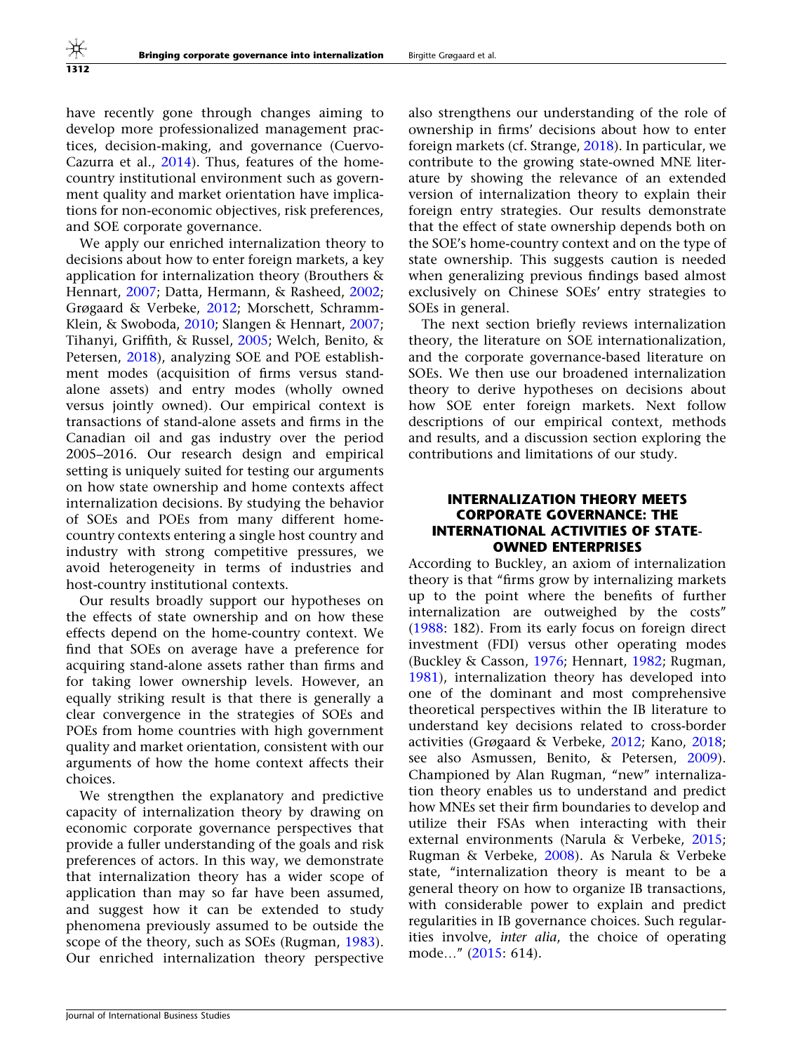have recently gone through changes aiming to develop more professionalized management practices, decision-making, and governance (Cuervo-Cazurra et al., 2014). Thus, features of the home-country institutional environment such as government quality and market orientation have implications for non-economic objectives, risk preferences, and SOE corporate governance.

We apply our enriched internalization theory to decisions about how to enter foreign markets, a key application for internalization theory (Brouthers & Hennart, 2007; Datta, Hermann, & Rasheed, 2002; Grøgaard & Verbeke, 2012; Morschett, Schramm-Klein, & Swoboda, 2010; Slangen & Hennart, 2007; Tihanyi, Griffith, & Russel, 2005; Welch, Benito, & Petersen, 2018), analyzing SOE and POE establishment modes (acquisition of firms versus stand-alone assets) and entry modes (wholly owned versus jointly owned). Our empirical context is transactions of stand-alone assets and firms in the Canadian oil and gas industry over the period 2005–2016. Our research design and empirical setting is uniquely suited for testing our arguments on how state ownership and home contexts affect internalization decisions. By studying the behavior of SOEs and POEs from many different home-country contexts entering a single host country and industry with strong competitive pressures, we avoid heterogeneity in terms of industries and host-country institutional contexts.

Our results broadly support our hypotheses on the effects of state ownership and on how these effects depend on the home-country context. We find that SOEs on average have a preference for acquiring stand-alone assets rather than firms and for taking lower ownership levels. However, an equally striking result is that there is generally a clear convergence in the strategies of SOEs and POEs from home countries with high government quality and market orientation, consistent with our arguments of how the home context affects their choices.

We strengthen the explanatory and predictive capacity of internalization theory by drawing on economic corporate governance perspectives that provide a fuller understanding of the goals and risk preferences of actors. In this way, we demonstrate that internalization theory has a wider scope of application than may so far have been assumed, and suggest how it can be extended to study phenomena previously assumed to be outside the scope of the theory, such as SOEs (Rugman, 1983). Our enriched internalization theory perspective also strengthens our understanding of the role of ownership in firms' decisions about how to enter foreign markets (cf. Strange, 2018). In particular, we contribute to the growing state-owned MNE literature by showing the relevance of an extended version of internalization theory to explain their foreign entry strategies. Our results demonstrate that the effect of state ownership depends both on the SOE's home-country context and on the type of state ownership. This suggests caution is needed when generalizing previous findings based almost exclusively on Chinese SOEs' entry strategies to SOEs in general.

The next section briefly reviews internalization theory, the literature on SOE internationalization, and the corporate governance-based literature on SOEs. We then use our broadened internalization theory to derive hypotheses on decisions about how SOE enter foreign markets. Next follow descriptions of our empirical context, methods and results, and a discussion section exploring the contributions and limitations of our study.

## INTERNALIZATION THEORY MEETS CORPORATE GOVERNANCE: THE INTERNATIONAL ACTIVITIES OF STATE-OWNED ENTERPRISES

According to Buckley, an axiom of internalization theory is that "firms grow by internalizing markets up to the point where the benefits of further internalization are outweighed by the costs" (1988: 182). From its early focus on foreign direct investment (FDI) versus other operating modes (Buckley & Casson, 1976; Hennart, 1982; Rugman, 1981), internalization theory has developed into one of the dominant and most comprehensive theoretical perspectives within the IB literature to understand key decisions related to cross-border activities (Grøgaard & Verbeke, 2012; Kano, 2018; see also Asmussen, Benito, & Petersen, 2009). Championed by Alan Rugman, "new" internalization theory enables us to understand and predict how MNEs set their firm boundaries to develop and utilize their FSAs when interacting with their external environments (Narula & Verbeke, 2015; Rugman & Verbeke, 2008). As Narula & Verbeke state, "internalization theory is meant to be a general theory on how to organize IB transactions, with considerable power to explain and predict regularities in IB governance choices. Such regularities involve, *inter alia*, the choice of operating mode…" (2015: 614).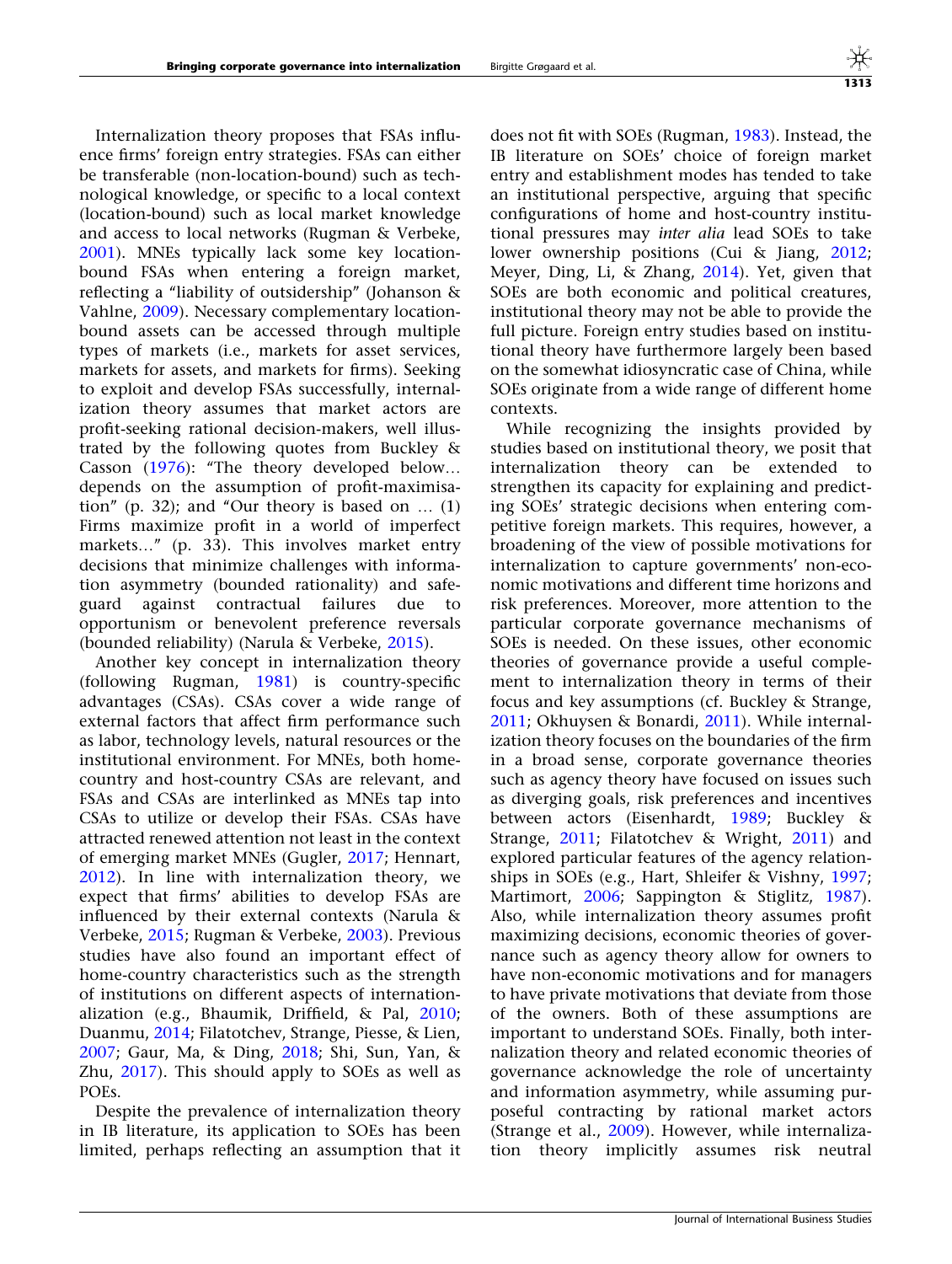Internalization theory proposes that FSAs influence firms' foreign entry strategies. FSAs can either be transferable (non-location-bound) such as technological knowledge, or specific to a local context (location-bound) such as local market knowledge and access to local networks (Rugman & Verbeke, 2001). MNEs typically lack some key location-bound FSAs when entering a foreign market, reflecting a "liability of outsidership" (Johanson & Vahlne, 2009). Necessary complementary location-bound assets can be accessed through multiple types of markets (i.e., markets for asset services, markets for assets, and markets for firms). Seeking to exploit and develop FSAs successfully, internalization theory assumes that market actors are profit-seeking rational decision-makers, well illustrated by the following quotes from Buckley & Casson (1976): "The theory developed below… depends on the assumption of profit-maximisation" (p. 32); and "Our theory is based on … (1) Firms maximize profit in a world of imperfect markets…" (p. 33). This involves market entry decisions that minimize challenges with information asymmetry (bounded rationality) and safeguard against contractual failures due to opportunism or benevolent preference reversals (bounded reliability) (Narula & Verbeke, 2015).

Another key concept in internalization theory (following Rugman, 1981) is country-specific advantages (CSAs). CSAs cover a wide range of external factors that affect firm performance such as labor, technology levels, natural resources or the institutional environment. For MNEs, both home-country and host-country CSAs are relevant, and FSAs and CSAs are interlinked as MNEs tap into CSAs to utilize or develop their FSAs. CSAs have attracted renewed attention not least in the context of emerging market MNEs (Gugler, 2017; Hennart, 2012). In line with internalization theory, we expect that firms' abilities to develop FSAs are influenced by their external contexts (Narula & Verbeke, 2015; Rugman & Verbeke, 2003). Previous studies have also found an important effect of home-country characteristics such as the strength of institutions on different aspects of internationalization (e.g., Bhaumik, Driffield, & Pal, 2010; Duanmu, 2014; Filatotchev, Strange, Piesse, & Lien, 2007; Gaur, Ma, & Ding, 2018; Shi, Sun, Yan, & Zhu, 2017). This should apply to SOEs as well as POEs.

Despite the prevalence of internalization theory in IB literature, its application to SOEs has been limited, perhaps reflecting an assumption that it does not fit with SOEs (Rugman, 1983). Instead, the IB literature on SOEs' choice of foreign market entry and establishment modes has tended to take an institutional perspective, arguing that specific configurations of home and host-country institutional pressures may *inter alia* lead SOEs to take lower ownership positions (Cui & Jiang, 2012; Meyer, Ding, Li, & Zhang, 2014). Yet, given that SOEs are both economic and political creatures, institutional theory may not be able to provide the full picture. Foreign entry studies based on institutional theory have furthermore largely been based on the somewhat idiosyncratic case of China, while SOEs originate from a wide range of different home contexts.

While recognizing the insights provided by studies based on institutional theory, we posit that internalization theory can be extended to strengthen its capacity for explaining and predicting SOEs' strategic decisions when entering competitive foreign markets. This requires, however, a broadening of the view of possible motivations for internalization to capture governments' non-economic motivations and different time horizons and risk preferences. Moreover, more attention to the particular corporate governance mechanisms of SOEs is needed. On these issues, other economic theories of governance provide a useful complement to internalization theory in terms of their focus and key assumptions (cf. Buckley & Strange, 2011; Okhuysen & Bonardi, 2011). While internalization theory focuses on the boundaries of the firm in a broad sense, corporate governance theories such as agency theory have focused on issues such as diverging goals, risk preferences and incentives between actors (Eisenhardt, 1989; Buckley & Strange, 2011; Filatotchev & Wright, 2011) and explored particular features of the agency relationships in SOEs (e.g., Hart, Shleifer & Vishny, 1997; Martimort, 2006; Sappington & Stiglitz, 1987). Also, while internalization theory assumes profit maximizing decisions, economic theories of governance such as agency theory allow for owners to have non-economic motivations and for managers to have private motivations that deviate from those of the owners. Both of these assumptions are important to understand SOEs. Finally, both internalization theory and related economic theories of governance acknowledge the role of uncertainty and information asymmetry, while assuming purposeful contracting by rational market actors (Strange et al., 2009). However, while internalization theory implicitly assumes risk neutral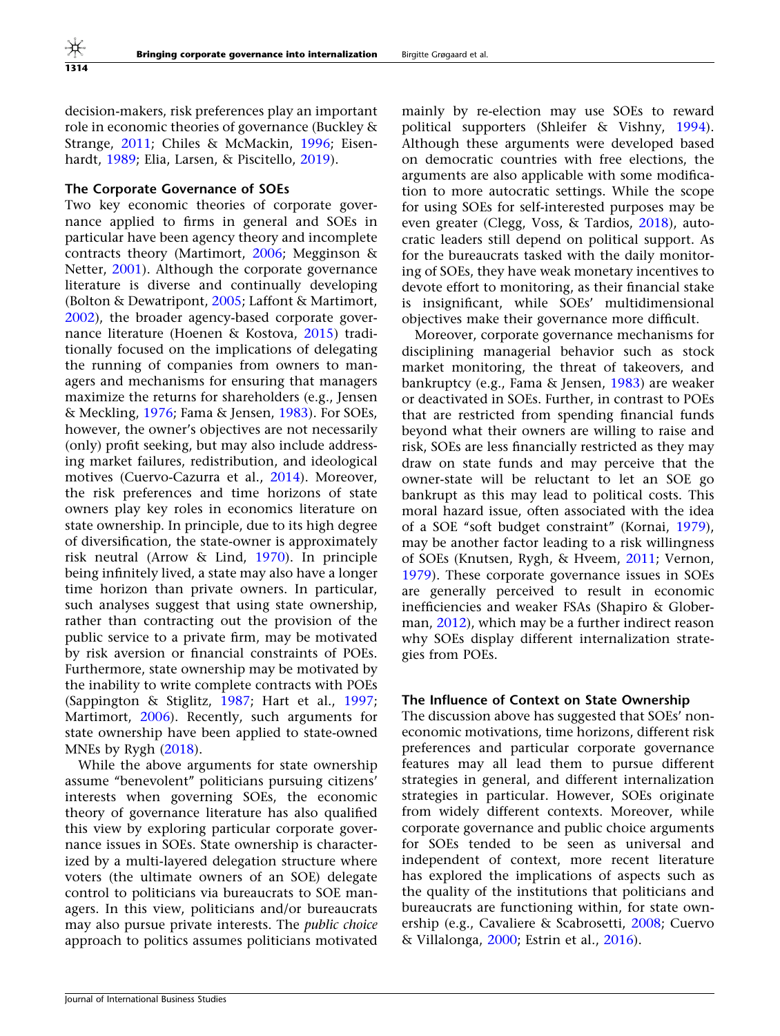decision-makers, risk preferences play an important role in economic theories of governance (Buckley & Strange, 2011; Chiles & McMackin, 1996; Eisenhardt, 1989; Elia, Larsen, & Piscitello, 2019).

### The Corporate Governance of SOEs

Two key economic theories of corporate governance applied to firms in general and SOEs in particular have been agency theory and incomplete contracts theory (Martimort, 2006; Megginson & Netter, 2001). Although the corporate governance literature is diverse and continually developing (Bolton & Dewatripont, 2005; Laffont & Martimort, 2002), the broader agency-based corporate governance literature (Hoenen & Kostova, 2015) traditionally focused on the implications of delegating the running of companies from owners to managers and mechanisms for ensuring that managers maximize the returns for shareholders (e.g., Jensen & Meckling, 1976; Fama & Jensen, 1983). For SOEs, however, the owner's objectives are not necessarily (only) profit seeking, but may also include addressing market failures, redistribution, and ideological motives (Cuervo-Cazurra et al., 2014). Moreover, the risk preferences and time horizons of state owners play key roles in economics literature on state ownership. In principle, due to its high degree of diversification, the state-owner is approximately risk neutral (Arrow & Lind, 1970). In principle being infinitely lived, a state may also have a longer time horizon than private owners. In particular, such analyses suggest that using state ownership, rather than contracting out the provision of the public service to a private firm, may be motivated by risk aversion or financial constraints of POEs. Furthermore, state ownership may be motivated by the inability to write complete contracts with POEs (Sappington & Stiglitz, 1987; Hart et al., 1997; Martimort, 2006). Recently, such arguments for state ownership have been applied to state-owned MNEs by Rygh (2018).

While the above arguments for state ownership assume "benevolent" politicians pursuing citizens' interests when governing SOEs, the economic theory of governance literature has also qualified this view by exploring particular corporate governance issues in SOEs. State ownership is characterized by a multi-layered delegation structure where voters (the ultimate owners of an SOE) delegate control to politicians via bureaucrats to SOE managers. In this view, politicians and/or bureaucrats may also pursue private interests. The *public choice* approach to politics assumes politicians motivated mainly by re-election may use SOEs to reward political supporters (Shleifer & Vishny, 1994). Although these arguments were developed based on democratic countries with free elections, the arguments are also applicable with some modification to more autocratic settings. While the scope for using SOEs for self-interested purposes may be even greater (Clegg, Voss, & Tardios, 2018), autocratic leaders still depend on political support. As for the bureaucrats tasked with the daily monitoring of SOEs, they have weak monetary incentives to devote effort to monitoring, as their financial stake is insignificant, while SOEs' multidimensional objectives make their governance more difficult.

Moreover, corporate governance mechanisms for disciplining managerial behavior such as stock market monitoring, the threat of takeovers, and bankruptcy (e.g., Fama & Jensen, 1983) are weaker or deactivated in SOEs. Further, in contrast to POEs that are restricted from spending financial funds beyond what their owners are willing to raise and risk, SOEs are less financially restricted as they may draw on state funds and may perceive that the owner-state will be reluctant to let an SOE go bankrupt as this may lead to political costs. This moral hazard issue, often associated with the idea of a SOE "soft budget constraint" (Kornai, 1979), may be another factor leading to a risk willingness of SOEs (Knutsen, Rygh, & Hveem, 2011; Vernon, 1979). These corporate governance issues in SOEs are generally perceived to result in economic inefficiencies and weaker FSAs (Shapiro & Globerman, 2012), which may be a further indirect reason why SOEs display different internalization strategies from POEs.

### The Influence of Context on State Ownership

The discussion above has suggested that SOEs' non-economic motivations, time horizons, different risk preferences and particular corporate governance features may all lead them to pursue different strategies in general, and different internalization strategies in particular. However, SOEs originate from widely different contexts. Moreover, while corporate governance and public choice arguments for SOEs tended to be seen as universal and independent of context, more recent literature has explored the implications of aspects such as the quality of the institutions that politicians and bureaucrats are functioning within, for state ownership (e.g., Cavaliere & Scabrosetti, 2008; Cuervo & Villalonga, 2000; Estrin et al., 2016).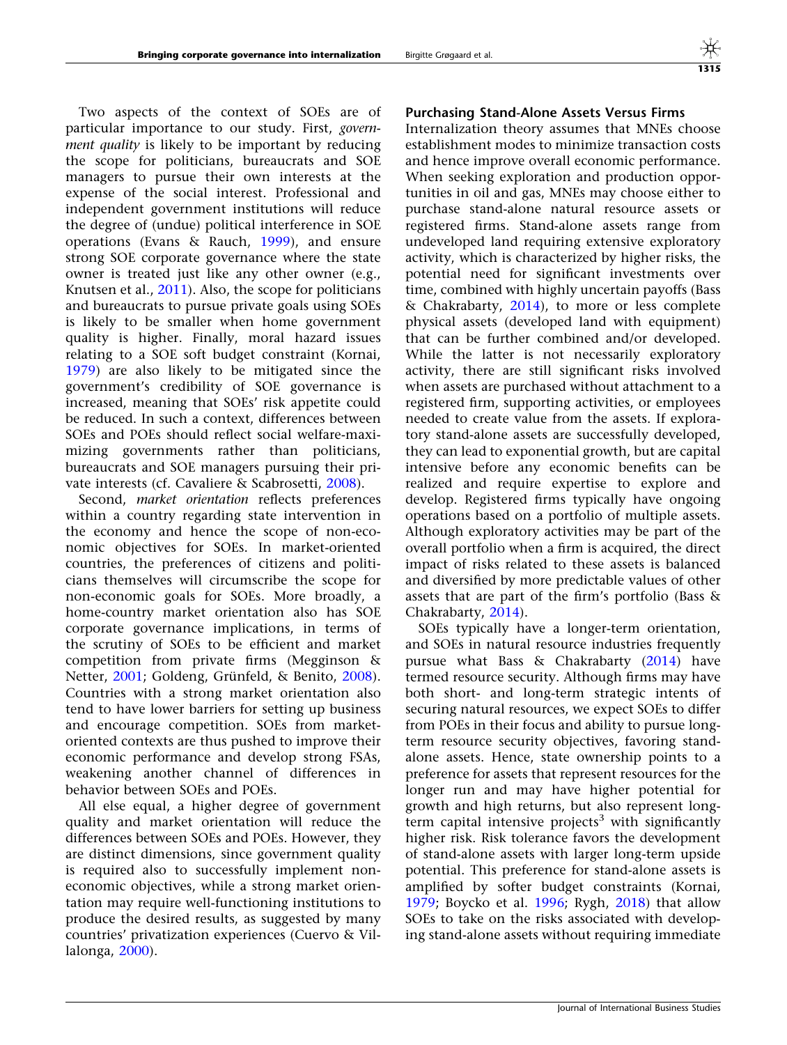Two aspects of the context of SOEs are of particular importance to our study. First, *government quality* is likely to be important by reducing the scope for politicians, bureaucrats and SOE managers to pursue their own interests at the expense of the social interest. Professional and independent government institutions will reduce the degree of (undue) political interference in SOE operations (Evans & Rauch, 1999), and ensure strong SOE corporate governance where the state owner is treated just like any other owner (e.g., Knutsen et al., 2011). Also, the scope for politicians and bureaucrats to pursue private goals using SOEs is likely to be smaller when home government quality is higher. Finally, moral hazard issues relating to a SOE soft budget constraint (Kornai, 1979) are also likely to be mitigated since the government's credibility of SOE governance is increased, meaning that SOEs' risk appetite could be reduced. In such a context, differences between SOEs and POEs should reflect social welfare-maximizing governments rather than politicians, bureaucrats and SOE managers pursuing their private interests (cf. Cavaliere & Scabrosetti, 2008).

Second, *market orientation* reflects preferences within a country regarding state intervention in the economy and hence the scope of non-economic objectives for SOEs. In market-oriented countries, the preferences of citizens and politicians themselves will circumscribe the scope for non-economic goals for SOEs. More broadly, a home-country market orientation also has SOE corporate governance implications, in terms of the scrutiny of SOEs to be efficient and market competition from private firms (Megginson & Netter, 2001; Goldeng, Grünfeld, & Benito, 2008). Countries with a strong market orientation also tend to have lower barriers for setting up business and encourage competition. SOEs from market-oriented contexts are thus pushed to improve their economic performance and develop strong FSAs, weakening another channel of differences in behavior between SOEs and POEs.

All else equal, a higher degree of government quality and market orientation will reduce the differences between SOEs and POEs. However, they are distinct dimensions, since government quality is required also to successfully implement non-economic objectives, while a strong market orientation may require well-functioning institutions to produce the desired results, as suggested by many countries' privatization experiences (Cuervo & Villalonga, 2000).

## Purchasing Stand-Alone Assets Versus Firms

Internalization theory assumes that MNEs choose establishment modes to minimize transaction costs and hence improve overall economic performance. When seeking exploration and production opportunities in oil and gas, MNEs may choose either to purchase stand-alone natural resource assets or registered firms. Stand-alone assets range from undeveloped land requiring extensive exploratory activity, which is characterized by higher risks, the potential need for significant investments over time, combined with highly uncertain payoffs (Bass & Chakrabarty, 2014), to more or less complete physical assets (developed land with equipment) that can be further combined and/or developed. While the latter is not necessarily exploratory activity, there are still significant risks involved when assets are purchased without attachment to a registered firm, supporting activities, or employees needed to create value from the assets. If exploratory stand-alone assets are successfully developed, they can lead to exponential growth, but are capital intensive before any economic benefits can be realized and require expertise to explore and develop. Registered firms typically have ongoing operations based on a portfolio of multiple assets. Although exploratory activities may be part of the overall portfolio when a firm is acquired, the direct impact of risks related to these assets is balanced and diversified by more predictable values of other assets that are part of the firm's portfolio (Bass & Chakrabarty, 2014).

SOEs typically have a longer-term orientation, and SOEs in natural resource industries frequently pursue what Bass & Chakrabarty (2014) have termed resource security. Although firms may have both short- and long-term strategic intents of securing natural resources, we expect SOEs to differ from POEs in their focus and ability to pursue long-term resource security objectives, favoring stand-alone assets. Hence, state ownership points to a preference for assets that represent resources for the longer run and may have higher potential for growth and high returns, but also represent long-term capital intensive projects[3] with significantly higher risk. Risk tolerance favors the development of stand-alone assets with larger long-term upside potential. This preference for stand-alone assets is amplified by softer budget constraints (Kornai, 1979; Boycko et al. 1996; Rygh, 2018) that allow SOEs to take on the risks associated with developing stand-alone assets without requiring immediate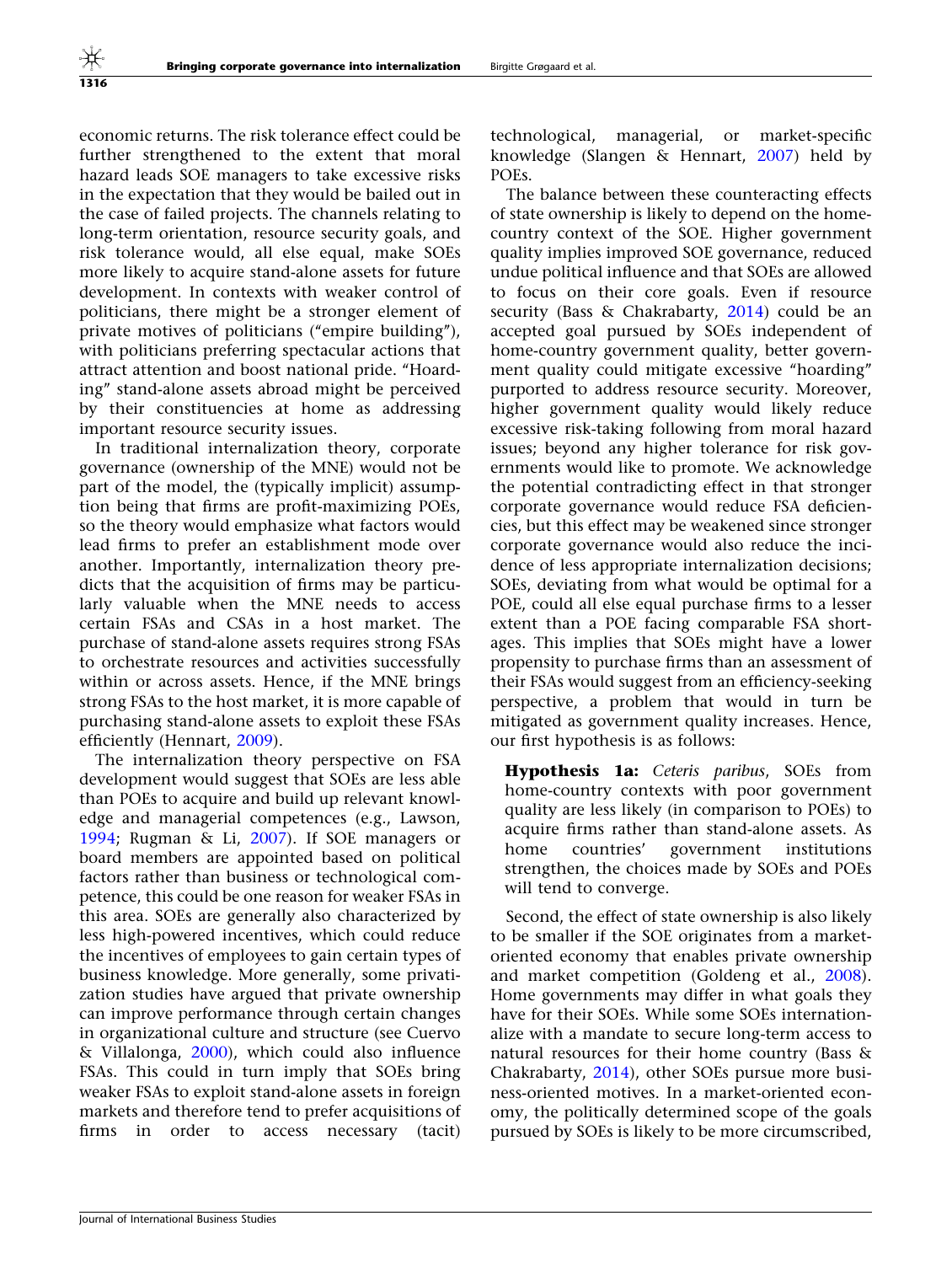economic returns. The risk tolerance effect could be further strengthened to the extent that moral hazard leads SOE managers to take excessive risks in the expectation that they would be bailed out in the case of failed projects. The channels relating to long-term orientation, resource security goals, and risk tolerance would, all else equal, make SOEs more likely to acquire stand-alone assets for future development. In contexts with weaker control of politicians, there might be a stronger element of private motives of politicians ("empire building"), with politicians preferring spectacular actions that attract attention and boost national pride. "Hoarding" stand-alone assets abroad might be perceived by their constituencies at home as addressing important resource security issues.

In traditional internalization theory, corporate governance (ownership of the MNE) would not be part of the model, the (typically implicit) assumption being that firms are profit-maximizing POEs, so the theory would emphasize what factors would lead firms to prefer an establishment mode over another. Importantly, internalization theory predicts that the acquisition of firms may be particularly valuable when the MNE needs to access certain FSAs and CSAs in a host market. The purchase of stand-alone assets requires strong FSAs to orchestrate resources and activities successfully within or across assets. Hence, if the MNE brings strong FSAs to the host market, it is more capable of purchasing stand-alone assets to exploit these FSAs efficiently (Hennart, 2009).

The internalization theory perspective on FSA development would suggest that SOEs are less able than POEs to acquire and build up relevant knowledge and managerial competences (e.g., Lawson, 1994; Rugman & Li, 2007). If SOE managers or board members are appointed based on political factors rather than business or technological competence, this could be one reason for weaker FSAs in this area. SOEs are generally also characterized by less high-powered incentives, which could reduce the incentives of employees to gain certain types of business knowledge. More generally, some privatization studies have argued that private ownership can improve performance through certain changes in organizational culture and structure (see Cuervo & Villalonga, 2000), which could also influence FSAs. This could in turn imply that SOEs bring weaker FSAs to exploit stand-alone assets in foreign markets and therefore tend to prefer acquisitions of firms in order to access necessary (tacit) technological, managerial, or market-specific knowledge (Slangen & Hennart, 2007) held by POEs.

The balance between these counteracting effects of state ownership is likely to depend on the home-country context of the SOE. Higher government quality implies improved SOE governance, reduced undue political influence and that SOEs are allowed to focus on their core goals. Even if resource security (Bass & Chakrabarty, 2014) could be an accepted goal pursued by SOEs independent of home-country government quality, better government quality could mitigate excessive "hoarding" purported to address resource security. Moreover, higher government quality would likely reduce excessive risk-taking following from moral hazard issues; beyond any higher tolerance for risk governments would like to promote. We acknowledge the potential contradicting effect in that stronger corporate governance would reduce FSA deficiencies, but this effect may be weakened since stronger corporate governance would also reduce the incidence of less appropriate internalization decisions; SOEs, deviating from what would be optimal for a POE, could all else equal purchase firms to a lesser extent than a POE facing comparable FSA shortages. This implies that SOEs might have a lower propensity to purchase firms than an assessment of their FSAs would suggest from an efficiency-seeking perspective, a problem that would in turn be mitigated as government quality increases. Hence, our first hypothesis is as follows:

> **Hypothesis 1a:** *Ceteris paribus*, SOEs from home-country contexts with poor government quality are less likely (in comparison to POEs) to acquire firms rather than stand-alone assets. As home countries' government institutions strengthen, the choices made by SOEs and POEs will tend to converge.

Second, the effect of state ownership is also likely to be smaller if the SOE originates from a market-oriented economy that enables private ownership and market competition (Goldeng et al., 2008). Home governments may differ in what goals they have for their SOEs. While some SOEs internationalize with a mandate to secure long-term access to natural resources for their home country (Bass & Chakrabarty, 2014), other SOEs pursue more business-oriented motives. In a market-oriented economy, the politically determined scope of the goals pursued by SOEs is likely to be more circumscribed,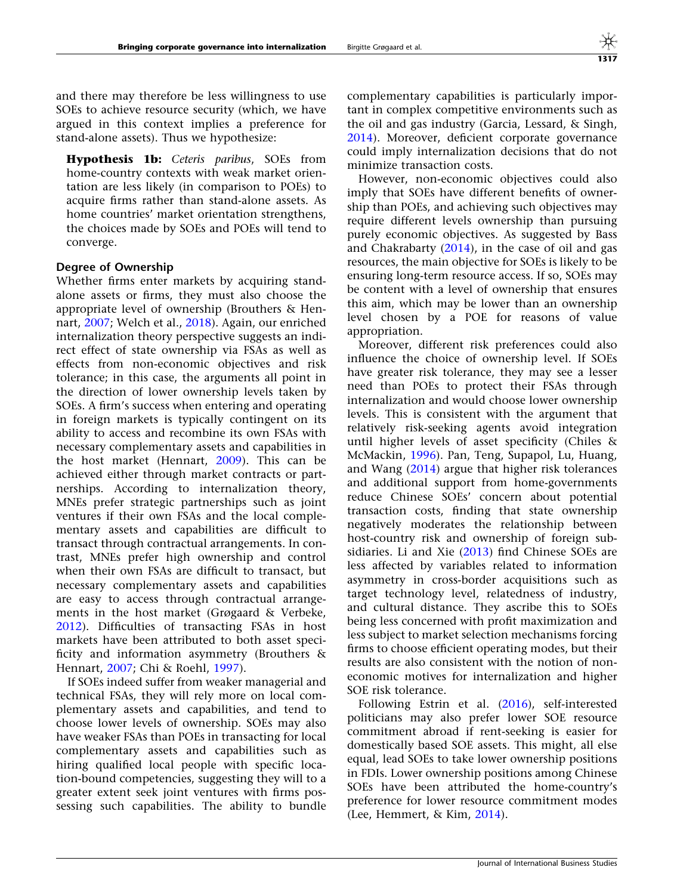and there may therefore be less willingness to use SOEs to achieve resource security (which, we have argued in this context implies a preference for stand-alone assets). Thus we hypothesize:

**Hypothesis 1b:** *Ceteris paribus*, SOEs from home-country contexts with weak market orientation are less likely (in comparison to POEs) to acquire firms rather than stand-alone assets. As home countries' market orientation strengthens, the choices made by SOEs and POEs will tend to converge.

### Degree of Ownership

Whether firms enter markets by acquiring stand-alone assets or firms, they must also choose the appropriate level of ownership (Brouthers & Hennart, 2007; Welch et al., 2018). Again, our enriched internalization theory perspective suggests an indirect effect of state ownership via FSAs as well as effects from non-economic objectives and risk tolerance; in this case, the arguments all point in the direction of lower ownership levels taken by SOEs. A firm's success when entering and operating in foreign markets is typically contingent on its ability to access and recombine its own FSAs with necessary complementary assets and capabilities in the host market (Hennart, 2009). This can be achieved either through market contracts or partnerships. According to internalization theory, MNEs prefer strategic partnerships such as joint ventures if their own FSAs and the local complementary assets and capabilities are difficult to transact through contractual arrangements. In contrast, MNEs prefer high ownership and control when their own FSAs are difficult to transact, but necessary complementary assets and capabilities are easy to access through contractual arrangements in the host market (Grøgaard & Verbeke, 2012). Difficulties of transacting FSAs in host markets have been attributed to both asset specificity and information asymmetry (Brouthers & Hennart, 2007; Chi & Roehl, 1997).

If SOEs indeed suffer from weaker managerial and technical FSAs, they will rely more on local complementary assets and capabilities, and tend to choose lower levels of ownership. SOEs may also have weaker FSAs than POEs in transacting for local complementary assets and capabilities such as hiring qualified local people with specific location-bound competencies, suggesting they will to a greater extent seek joint ventures with firms possessing such capabilities. The ability to bundle complementary capabilities is particularly important in complex competitive environments such as the oil and gas industry (Garcia, Lessard, & Singh, 2014). Moreover, deficient corporate governance could imply internalization decisions that do not minimize transaction costs.

However, non-economic objectives could also imply that SOEs have different benefits of ownership than POEs, and achieving such objectives may require different levels ownership than pursuing purely economic objectives. As suggested by Bass and Chakrabarty (2014), in the case of oil and gas resources, the main objective for SOEs is likely to be ensuring long-term resource access. If so, SOEs may be content with a level of ownership that ensures this aim, which may be lower than an ownership level chosen by a POE for reasons of value appropriation.

Moreover, different risk preferences could also influence the choice of ownership level. If SOEs have greater risk tolerance, they may see a lesser need than POEs to protect their FSAs through internalization and would choose lower ownership levels. This is consistent with the argument that relatively risk-seeking agents avoid integration until higher levels of asset specificity (Chiles & McMackin, 1996). Pan, Teng, Supapol, Lu, Huang, and Wang (2014) argue that higher risk tolerances and additional support from home-governments reduce Chinese SOEs' concern about potential transaction costs, finding that state ownership negatively moderates the relationship between host-country risk and ownership of foreign subsidiaries. Li and Xie (2013) find Chinese SOEs are less affected by variables related to information asymmetry in cross-border acquisitions such as target technology level, relatedness of industry, and cultural distance. They ascribe this to SOEs being less concerned with profit maximization and less subject to market selection mechanisms forcing firms to choose efficient operating modes, but their results are also consistent with the notion of non-economic motives for internalization and higher SOE risk tolerance.

Following Estrin et al. (2016), self-interested politicians may also prefer lower SOE resource commitment abroad if rent-seeking is easier for domestically based SOE assets. This might, all else equal, lead SOEs to take lower ownership positions in FDIs. Lower ownership positions among Chinese SOEs have been attributed the home-country's preference for lower resource commitment modes (Lee, Hemmert, & Kim, 2014).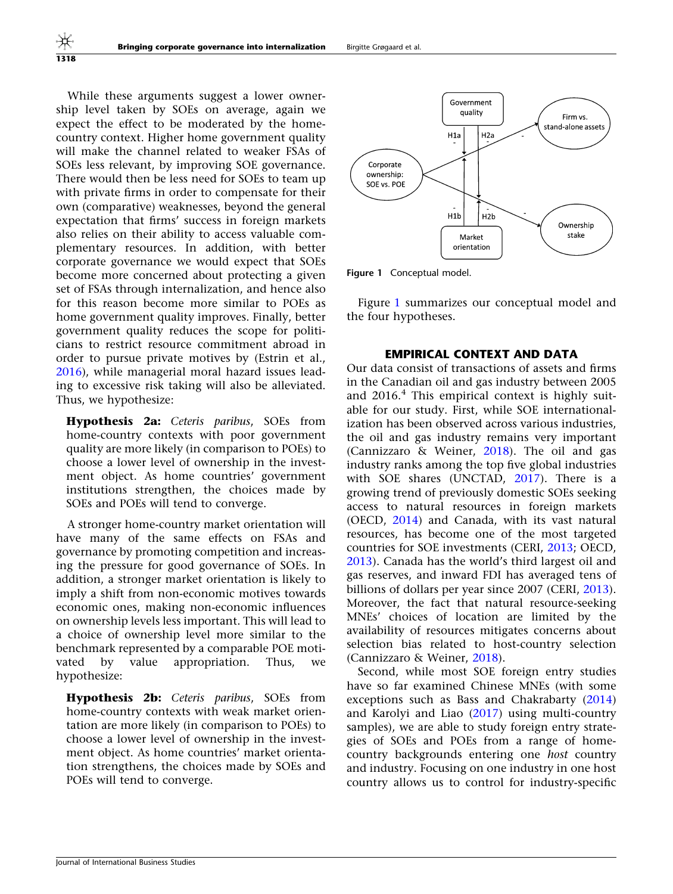While these arguments suggest a lower ownership level taken by SOEs on average, again we expect the effect to be moderated by the home-country context. Higher home government quality will make the channel related to weaker FSAs of SOEs less relevant, by improving SOE governance. There would then be less need for SOEs to team up with private firms in order to compensate for their own (comparative) weaknesses, beyond the general expectation that firms' success in foreign markets also relies on their ability to access valuable complementary resources. In addition, with better corporate governance we would expect that SOEs become more concerned about protecting a given set of FSAs through internationalization, and hence also for this reason become more similar to POEs as home government quality improves. Finally, better government quality reduces the scope for politicians to restrict resource commitment abroad in order to pursue private motives by (Estrin et al., 2016), while managerial moral hazard issues leading to excessive risk taking will also be alleviated. Thus, we hypothesize:

> **Hypothesis 2a:** *Ceteris paribus*, SOEs from home-country contexts with poor government quality are more likely (in comparison to POEs) to choose a lower level of ownership in the investment object. As home countries' government institutions strengthen, the choices made by SOEs and POEs will tend to converge.

A stronger home-country market orientation will have many of the same effects on FSAs and governance by promoting competition and increasing the pressure for good governance of SOEs. In addition, a stronger market orientation is likely to imply a shift from non-economic motives towards economic ones, making non-economic influences on ownership levels less important. This will lead to a choice of ownership level more similar to the benchmark represented by a comparable POE motivated by value appropriation. Thus, we hypothesize:

> **Hypothesis 2b:** *Ceteris paribus*, SOEs from home-country contexts with weak market orientation are more likely (in comparison to POEs) to choose a lower level of ownership in the investment object. As home countries' market orientation strengthens, the choices made by SOEs and POEs will tend to converge.

**Figure 1** Conceptual model.

Figure 1 summarizes our conceptual model and the four hypotheses.

## EMPIRICAL CONTEXT AND DATA

Our data consist of transactions of assets and firms in the Canadian oil and gas industry between 2005 and 2016.[4] This empirical context is highly suitable for our study. First, while SOE internationalization has been observed across various industries, the oil and gas industry remains very important (Cannizzaro & Weiner, 2018). The oil and gas industry ranks among the top five global industries with SOE shares (UNCTAD, 2017). There is a growing trend of previously domestic SOEs seeking access to natural resources in foreign markets (OECD, 2014) and Canada, with its vast natural resources, has become one of the most targeted countries for SOE investments (CERI, 2013; OECD, 2013). Canada has the world's third largest oil and gas reserves, and inward FDI has averaged tens of billions of dollars per year since 2007 (CERI, 2013). Moreover, the fact that natural resource-seeking MNEs' choices of location are limited by the availability of resources mitigates concerns about selection bias related to host-country selection (Cannizzaro & Weiner, 2018).

Second, while most SOE foreign entry studies have so far examined Chinese MNEs (with some exceptions such as Bass and Chakrabarty (2014) and Karolyi and Liao (2017) using multi-country samples), we are able to study foreign entry strategies of SOEs and POEs from a range of home-country backgrounds entering one *host* country and industry. Focusing on one industry in one host country allows us to control for industry-specific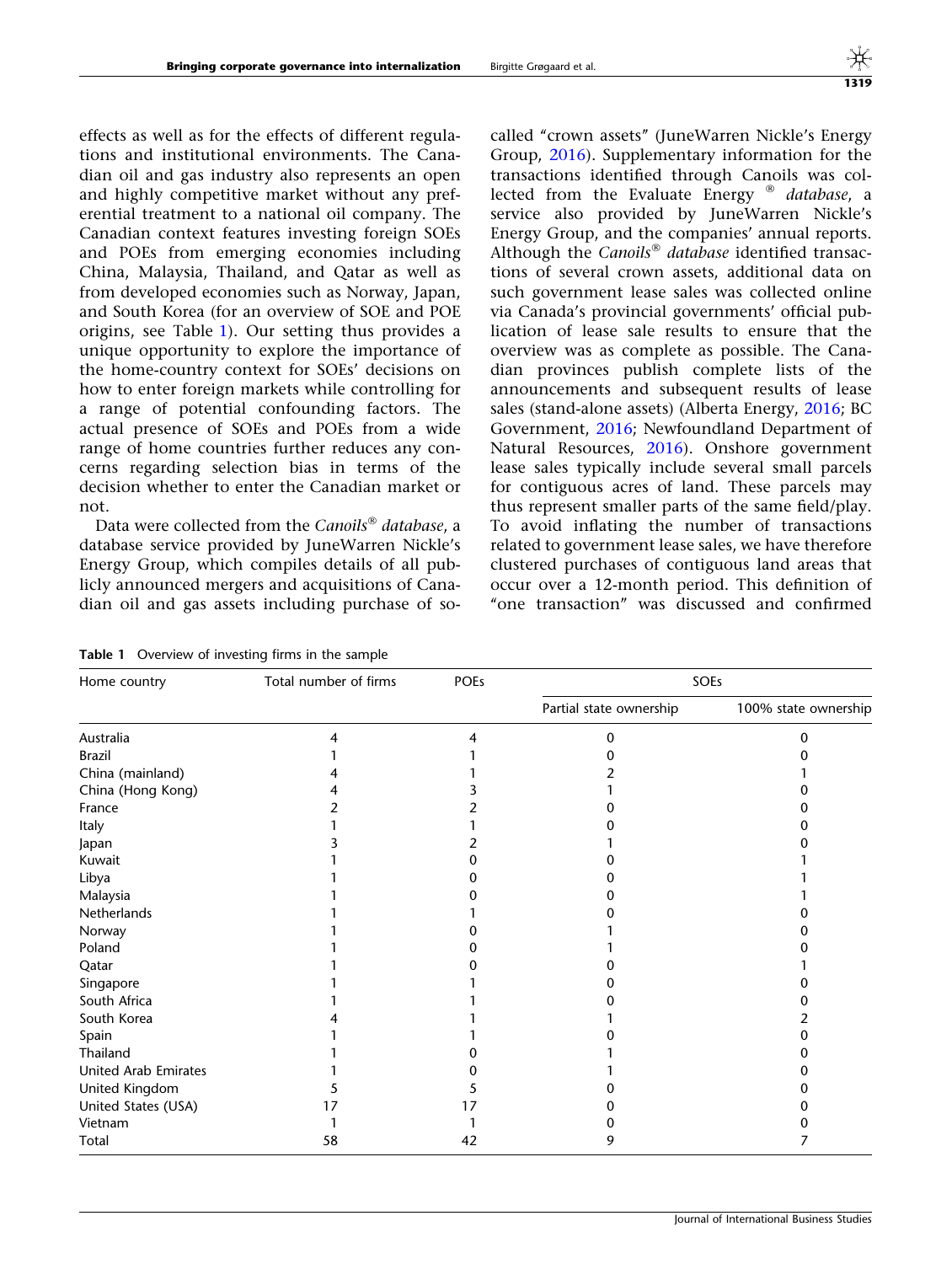effects as well as for the effects of different regulations and institutional environments. The Canadian oil and gas industry also represents an open and highly competitive market without any preferential treatment to a national oil company. The Canadian context features investing foreign SOEs and POEs from emerging economies including China, Malaysia, Thailand, and Qatar as well as from developed economies such as Norway, Japan, and South Korea (for an overview of SOE and POE origins, see Table 1). Our setting thus provides a unique opportunity to explore the importance of the home-country context for SOEs' decisions on how to enter foreign markets while controlling for a range of potential confounding factors. The actual presence of SOEs and POEs from a wide range of home countries further reduces any concerns regarding selection bias in terms of the decision whether to enter the Canadian market or not.

Data were collected from the *Canoils® database*, a database service provided by JuneWarren Nickle's Energy Group, which compiles details of all publicly announced mergers and acquisitions of Canadian oil and gas assets including purchase of so-called "crown assets" (JuneWarren Nickle's Energy Group, 2016). Supplementary information for the transactions identified through Canoils was collected from the Evaluate Energy ® *database*, a service also provided by JuneWarren Nickle's Energy Group, and the companies' annual reports. Although the *Canoils® database* identified transactions of several crown assets, additional data on such government lease sales was collected online via Canada's provincial governments' official publication of lease sale results to ensure that the overview was as complete as possible. The Canadian provinces publish complete lists of the announcements and subsequent results of lease sales (stand-alone assets) (Alberta Energy, 2016; BC Government, 2016; Newfoundland Department of Natural Resources, 2016). Onshore government lease sales typically include several small parcels for contiguous acres of land. These parcels may thus represent smaller parts of the same field/play. To avoid inflating the number of transactions related to government lease sales, we have therefore clustered purchases of contiguous land areas that occur over a 12-month period. This definition of "one transaction" was discussed and confirmed

**Table 1** Overview of investing firms in the sample

| Home country | Total number of firms | POEs | SOEs | |
|---|---|---|---|---|
| | | | Partial state ownership | 100% state ownership |
| Australia | 4 | 4 | 0 | 0 |
| Brazil | 1 | 1 | 0 | 0 |
| China (mainland) | 4 | 1 | 2 | 1 |
| China (Hong Kong) | 4 | 3 | 1 | 0 |
| France | 2 | 2 | 0 | 0 |
| Italy | 1 | 1 | 0 | 0 |
| Japan | 3 | 2 | 1 | 0 |
| Kuwait | 1 | 0 | 0 | 1 |
| Libya | 1 | 0 | 0 | 1 |
| Malaysia | 1 | 0 | 0 | 1 |
| Netherlands | 1 | 1 | 0 | 0 |
| Norway | 1 | 0 | 1 | 0 |
| Poland | 1 | 0 | 1 | 0 |
| Qatar | 1 | 0 | 0 | 1 |
| Singapore | 1 | 1 | 0 | 0 |
| South Africa | 1 | 1 | 0 | 0 |
| South Korea | 4 | 1 | 1 | 2 |
| Spain | 1 | 1 | 0 | 0 |
| Thailand | 1 | 0 | 1 | 0 |
| United Arab Emirates | 1 | 0 | 1 | 0 |
| United Kingdom | 5 | 5 | 0 | 0 |
| United States (USA) | 17 | 17 | 0 | 0 |
| Vietnam | 1 | 1 | 0 | 0 |
| Total | 58 | 42 | 9 | 7 |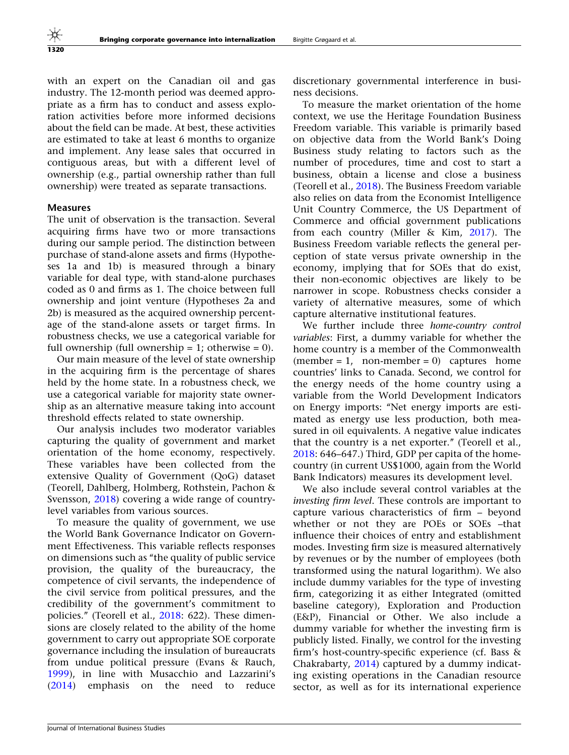with an expert on the Canadian oil and gas industry. The 12-month period was deemed appropriate as a firm has to conduct and assess exploration activities before more informed decisions about the field can be made. At best, these activities are estimated to take at least 6 months to organize and implement. Any lease sales that occurred in contiguous areas, but with a different level of ownership (e.g., partial ownership rather than full ownership) were treated as separate transactions.

### Measures

The unit of observation is the transaction. Several acquiring firms have two or more transactions during our sample period. The distinction between purchase of stand-alone assets and firms (Hypotheses 1a and 1b) is measured through a binary variable for deal type, with stand-alone purchases coded as 0 and firms as 1. The choice between full ownership and joint venture (Hypotheses 2a and 2b) is measured as the acquired ownership percentage of the stand-alone assets or target firms. In robustness checks, we use a categorical variable for full ownership (full ownership = 1; otherwise = 0).

Our main measure of the level of state ownership in the acquiring firm is the percentage of shares held by the home state. In a robustness check, we use a categorical variable for majority state ownership as an alternative measure taking into account threshold effects related to state ownership.

Our analysis includes two moderator variables capturing the quality of government and market orientation of the home economy, respectively. These variables have been collected from the extensive Quality of Government (QoG) dataset (Teorell, Dahlberg, Holmberg, Rothstein, Pachon & Svensson, 2018) covering a wide range of country-level variables from various sources.

To measure the quality of government, we use the World Bank Governance Indicator on Government Effectiveness. This variable reflects responses on dimensions such as "the quality of public service provision, the quality of the bureaucracy, the competence of civil servants, the independence of the civil service from political pressures, and the credibility of the government's commitment to policies." (Teorell et al., 2018: 622). These dimensions are closely related to the ability of the home government to carry out appropriate SOE corporate governance including the insulation of bureaucrats from undue political pressure (Evans & Rauch, 1999), in line with Musacchio and Lazzarini's (2014) emphasis on the need to reduce discretionary governmental interference in business decisions.

To measure the market orientation of the home context, we use the Heritage Foundation Business Freedom variable. This variable is primarily based on objective data from the World Bank's Doing Business study relating to factors such as the number of procedures, time and cost to start a business, obtain a license and close a business (Teorell et al., 2018). The Business Freedom variable also relies on data from the Economist Intelligence Unit Country Commerce, the US Department of Commerce and official government publications from each country (Miller & Kim, 2017). The Business Freedom variable reflects the general perception of state versus private ownership in the economy, implying that for SOEs that do exist, their non-economic objectives are likely to be narrower in scope. Robustness checks consider a variety of alternative measures, some of which capture alternative institutional features.

We further include three *home-country control variables*: First, a dummy variable for whether the home country is a member of the Commonwealth (member = 1, non-member = 0) captures home countries' links to Canada. Second, we control for the energy needs of the home country using a variable from the World Development Indicators on Energy imports: "Net energy imports are estimated as energy use less production, both measured in oil equivalents. A negative value indicates that the country is a net exporter." (Teorell et al., 2018: 646–647.) Third, GDP per capita of the home-country (in current US$1000, again from the World Bank Indicators) measures its development level.

We also include several control variables at the *investing firm level*. These controls are important to capture various characteristics of firm – beyond whether or not they are POEs or SOEs –that influence their choices of entry and establishment modes. Investing firm size is measured alternatively by revenues or by the number of employees (both transformed using the natural logarithm). We also include dummy variables for the type of investing firm, categorizing it as either Integrated (omitted baseline category), Exploration and Production (E&P), Financial or Other. We also include a dummy variable for whether the investing firm is publicly listed. Finally, we control for the investing firm's host-country-specific experience (cf. Bass & Chakrabarty, 2014) captured by a dummy indicating existing operations in the Canadian resource sector, as well as for its international experience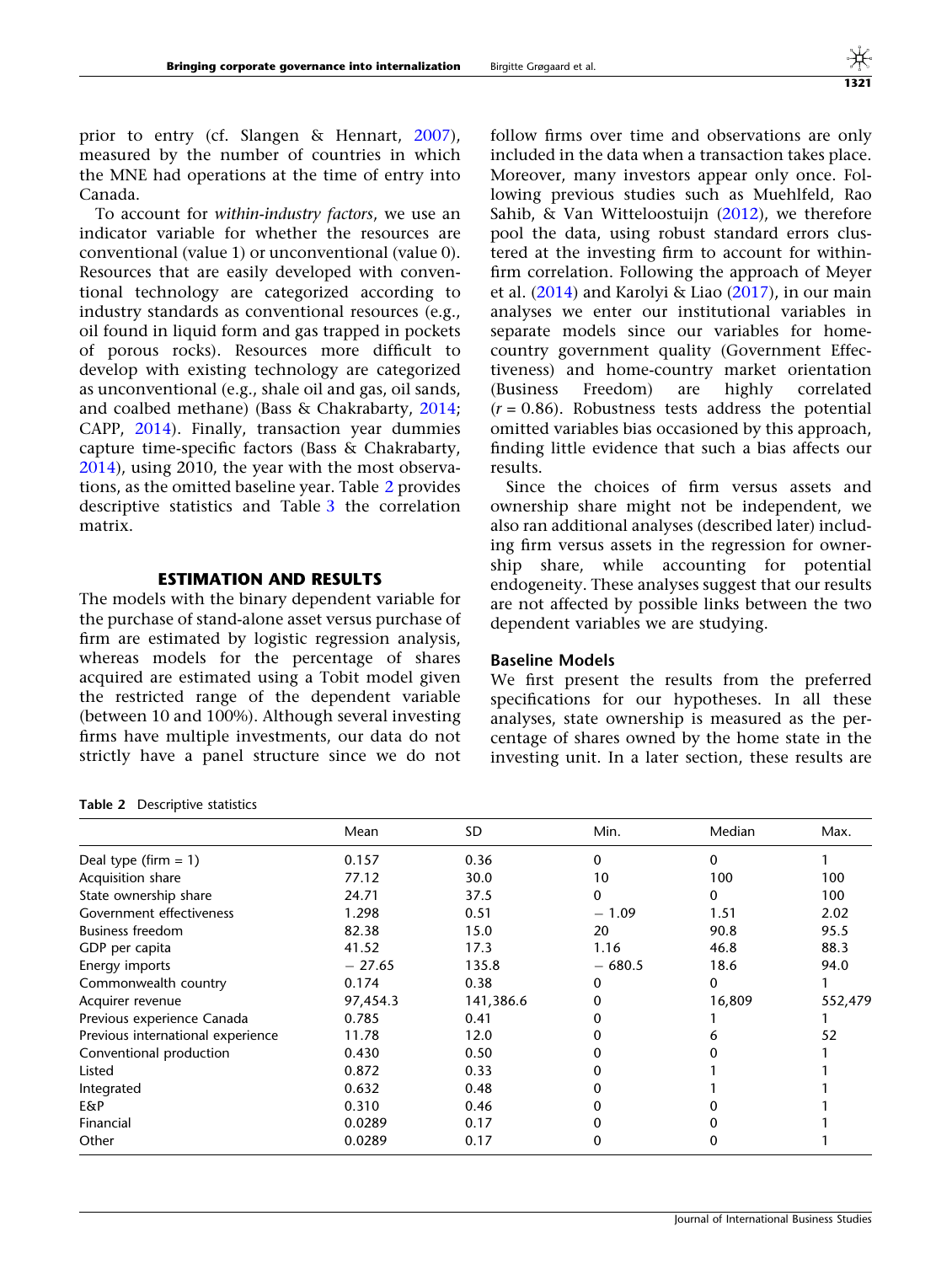prior to entry (cf. Slangen & Hennart, 2007), measured by the number of countries in which the MNE had operations at the time of entry into Canada.

To account for *within-industry factors*, we use an indicator variable for whether the resources are conventional (value 1) or unconventional (value 0). Resources that are easily developed with conventional technology are categorized according to industry standards as conventional resources (e.g., oil found in liquid form and gas trapped in pockets of porous rocks). Resources more difficult to develop with existing technology are categorized as unconventional (e.g., shale oil and gas, oil sands, and coalbed methane) (Bass & Chakrabarty, 2014; CAPP, 2014). Finally, transaction year dummies capture time-specific factors (Bass & Chakrabarty, 2014), using 2010, the year with the most observations, as the omitted baseline year. Table 2 provides descriptive statistics and Table 3 the correlation matrix.

## ESTIMATION AND RESULTS

The models with the binary dependent variable for the purchase of stand-alone asset versus purchase of firm are estimated by logistic regression analysis, whereas models for the percentage of shares acquired are estimated using a Tobit model given the restricted range of the dependent variable (between 10 and 100%). Although several investing firms have multiple investments, our data do not strictly have a panel structure since we do not follow firms over time and observations are only included in the data when a transaction takes place. Moreover, many investors appear only once. Following previous studies such as Muehlfeld, Rao Sahib, & Van Witteloostuijn (2012), we therefore pool the data, using robust standard errors clustered at the investing firm to account for within-firm correlation. Following the approach of Meyer et al. (2014) and Karolyi & Liao (2017), in our main analyses we enter our institutional variables in separate models since our variables for home-country government quality (Government Effectiveness) and home-country market orientation (Business Freedom) are highly correlated ($r = 0.86$). Robustness tests address the potential omitted variables bias occasioned by this approach, finding little evidence that such a bias affects our results.

Since the choices of firm versus assets and ownership share might not be independent, we also ran additional analyses (described later) including firm versus assets in the regression for ownership share, while accounting for potential endogeneity. These analyses suggest that our results are not affected by possible links between the two dependent variables we are studying.

### Baseline Models

We first present the results from the preferred specifications for our hypotheses. In all these analyses, state ownership is measured as the percentage of shares owned by the home state in the investing unit. In a later section, these results are

Table 2 Descriptive statistics

| | Mean | SD | Min. | Median | Max. |
|---|---|---|---|---|---|
| Deal type (firm = 1) | 0.157 | 0.36 | 0 | 0 | 1 |
| Acquisition share | 77.12 | 30.0 | 10 | 100 | 100 |
| State ownership share | 24.71 | 37.5 | 0 | 0 | 100 |
| Government effectiveness | 1.298 | 0.51 | − 1.09 | 1.51 | 2.02 |
| Business freedom | 82.38 | 15.0 | 20 | 90.8 | 95.5 |
| GDP per capita | 41.52 | 17.3 | 1.16 | 46.8 | 88.3 |
| Energy imports | − 27.65 | 135.8 | − 680.5 | 18.6 | 94.0 |
| Commonwealth country | 0.174 | 0.38 | 0 | 0 | 1 |
| Acquirer revenue | 97,454.3 | 141,386.6 | 0 | 16,809 | 552,479 |
| Previous experience Canada | 0.785 | 0.41 | 0 | 1 | 1 |
| Previous international experience | 11.78 | 12.0 | 0 | 6 | 52 |
| Conventional production | 0.430 | 0.50 | 0 | 0 | 1 |
| Listed | 0.872 | 0.33 | 0 | 1 | 1 |
| Integrated | 0.632 | 0.48 | 0 | 1 | 1 |
| E&P | 0.310 | 0.46 | 0 | 0 | 1 |
| Financial | 0.0289 | 0.17 | 0 | 0 | 1 |
| Other | 0.0289 | 0.17 | 0 | 0 | 1 |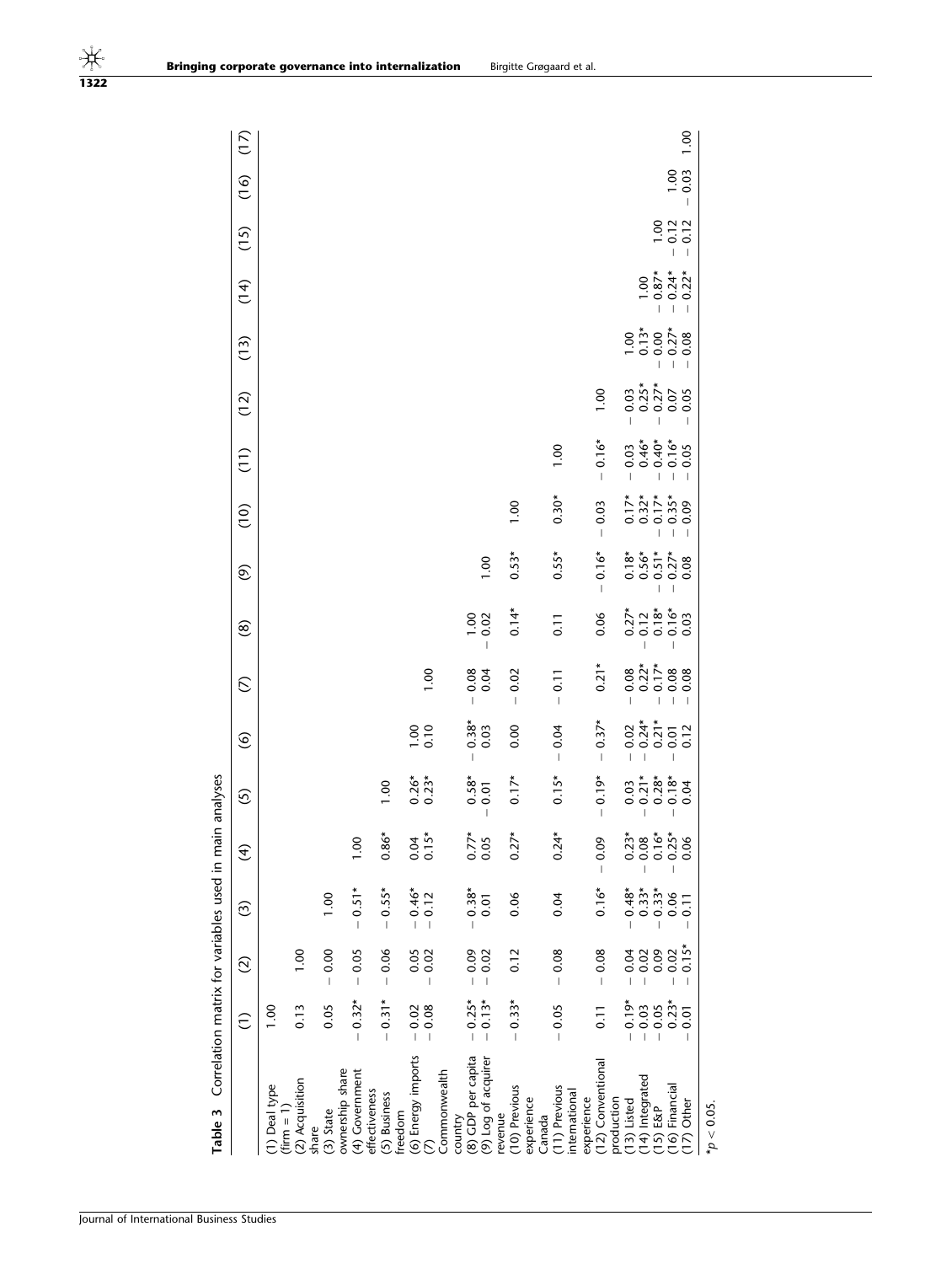**Table 3** Correlation matrix for variables used in main analyses

| | (1) | (2) | (3) | (4) | (5) | (6) | (7) | (8) | (9) | (10) | (11) | (12) | (13) | (14) | (15) | (16) | (17) |
|---|---|---|---|---|---|---|---|---|---|---|---|---|---|---|---|---|---|
| (1) Deal type (firm = 1) | 1.00 | | | | | | | | | | | | | | | | |
| (2) Acquisition share | 0.13 | 1.00 | | | | | | | | | | | | | | | |
| (3) State ownership share | 0.05 | − 0.00 | 1.00 | | | | | | | | | | | | | | |
| (4) Government effectiveness | − 0.32* | − 0.05 | − 0.51* | 1.00 | | | | | | | | | | | | | |
| (5) Business freedom | − 0.31* | − 0.06 | − 0.55* | 0.86* | 1.00 | | | | | | | | | | | | |
| (6) Energy imports | − 0.02 | 0.05 | − 0.46* | 0.04 | 0.26* | 1.00 | | | | | | | | | | | |
| (7) Commonwealth country | − 0.08 | − 0.02 | − 0.12 | 0.15* | 0.23* | 0.10 | 1.00 | | | | | | | | | | |
| (8) GDP per capita | − 0.25* | − 0.09 | − 0.38* | 0.77* | 0.58* | − 0.38* | − 0.08 | 1.00 | | | | | | | | | |
| (9) Log of acquirer revenue | − 0.13* | − 0.02 | 0.01 | 0.05 | − 0.01 | 0.03 | 0.04 | − 0.02 | 1.00 | | | | | | | | |
| (10) Previous experience Canada | − 0.33* | 0.12 | 0.06 | 0.27* | 0.17* | 0.00 | − 0.02 | 0.14* | 0.53* | 1.00 | | | | | | | |
| (11) Previous international experience | − 0.05 | − 0.08 | 0.04 | 0.24* | 0.15* | − 0.04 | − 0.11 | 0.11 | 0.55* | 0.30* | 1.00 | | | | | | |
| (12) Conventional production | 0.11 | − 0.08 | 0.16* | − 0.09 | − 0.19* | − 0.37* | 0.21* | 0.06 | − 0.16* | − 0.03 | − 0.16* | 1.00 | | | | | |
| (13) Listed | − 0.19* | − 0.04 | − 0.48* | 0.23* | 0.03 | − 0.02 | − 0.08 | 0.27* | 0.18* | 0.17* | − 0.03 | − 0.03 | 1.00 | | | | |
| (14) Integrated | − 0.03 | − 0.02 | 0.33* | − 0.08 | − 0.21* | − 0.24* | 0.22* | − 0.12 | 0.56* | 0.32* | 0.46* | 0.25* | 0.13* | 1.00 | | | |
| (15) E&P | − 0.05 | 0.09 | − 0.33* | 0.16* | 0.28* | 0.21* | − 0.17* | 0.18* | − 0.51* | − 0.17* | − 0.40* | − 0.27* | − 0.00 | − 0.87* | 1.00 | | |
| (16) Financial | 0.23* | − 0.02 | 0.06 | − 0.25* | − 0.18* | − 0.01 | − 0.08 | − 0.16* | − 0.27* | − 0.35* | − 0.16* | 0.07 | − 0.27* | − 0.24* | − 0.12 | 1.00 | |
| (17) Other | − 0.01 | − 0.15* | − 0.11 | 0.06 | 0.04 | 0.12 | − 0.08 | 0.03 | 0.08 | − 0.09 | − 0.05 | − 0.05 | − 0.08 | − 0.22* | − 0.12 | − 0.03 | 1.00 |

*$p < 0.05$.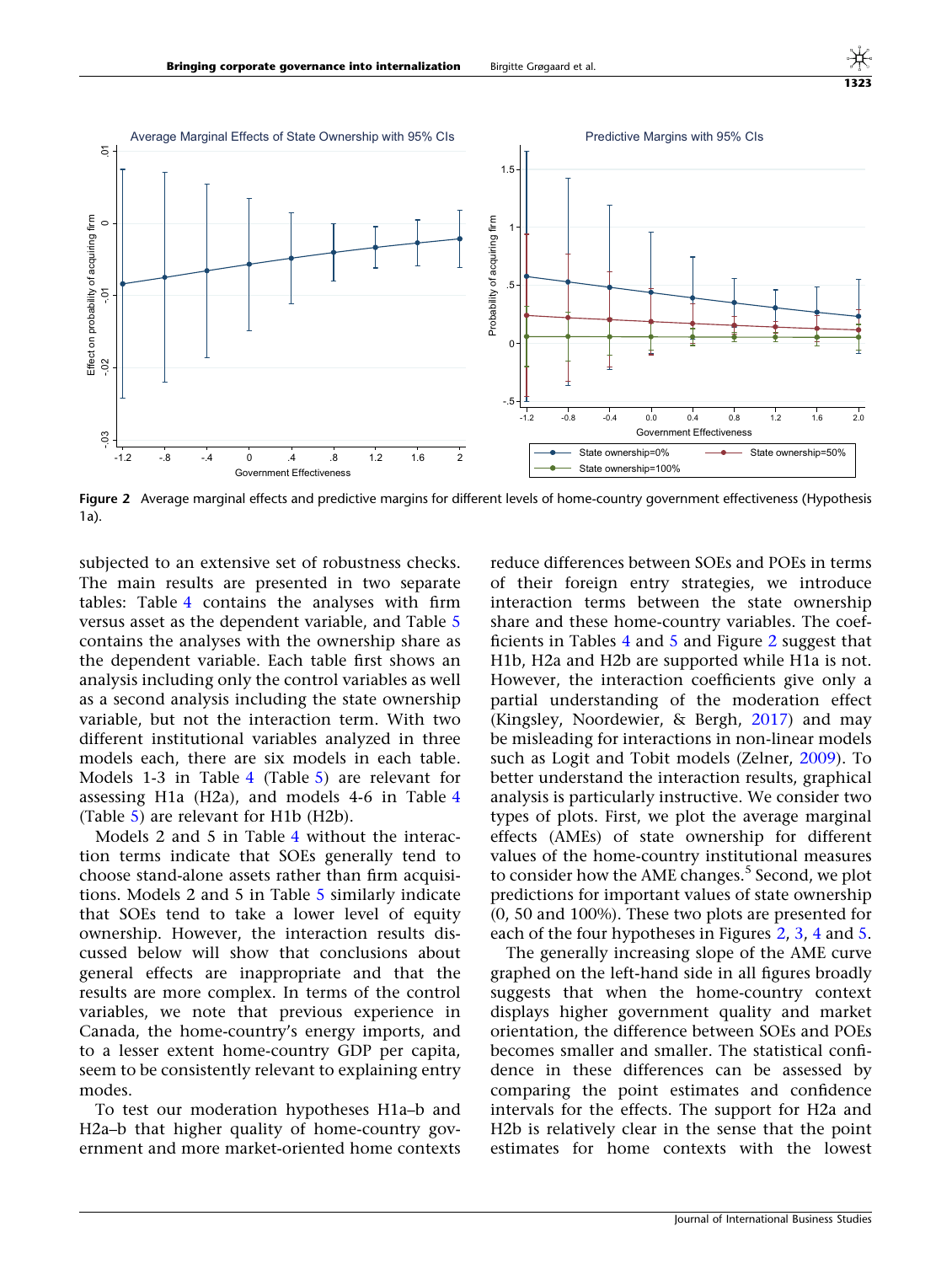Figure 2 Average marginal effects and predictive margins for different levels of home-country government effectiveness (Hypothesis 1a).

subjected to an extensive set of robustness checks. The main results are presented in two separate tables: Table 4 contains the analyses with firm versus asset as the dependent variable, and Table 5 contains the analyses with the ownership share as the dependent variable. Each table first shows an analysis including only the control variables as well as a second analysis including the state ownership variable, but not the interaction term. With two different institutional variables analyzed in three models each, there are six models in each table. Models 1-3 in Table 4 (Table 5) are relevant for assessing H1a (H2a), and models 4-6 in Table 4 (Table 5) are relevant for H1b (H2b).

Models 2 and 5 in Table 4 without the interaction terms indicate that SOEs generally tend to choose stand-alone assets rather than firm acquisitions. Models 2 and 5 in Table 5 similarly indicate that SOEs tend to take a lower level of equity ownership. However, the interaction results discussed below will show that conclusions about general effects are inappropriate and that the results are more complex. In terms of the control variables, we note that previous experience in Canada, the home-country's energy imports, and to a lesser extent home-country GDP per capita, seem to be consistently relevant to explaining entry modes.

To test our moderation hypotheses H1a–b and H2a–b that higher quality of home-country government and more market-oriented home contexts reduce differences between SOEs and POEs in terms of their foreign entry strategies, we introduce interaction terms between the state ownership share and these home-country variables. The coefficients in Tables 4 and 5 and Figure 2 suggest that H1b, H2a and H2b are supported while H1a is not. However, the interaction coefficients give only a partial understanding of the moderation effect (Kingsley, Noordewier, & Bergh, 2017) and may be misleading for interactions in non-linear models such as Logit and Tobit models (Zelner, 2009). To better understand the interaction results, graphical analysis is particularly instructive. We consider two types of plots. First, we plot the average marginal effects (AMEs) of state ownership for different values of the home-country institutional measures to consider how the AME changes.[5] Second, we plot predictions for important values of state ownership (0, 50 and 100%). These two plots are presented for each of the four hypotheses in Figures 2, 3, 4 and 5.

The generally increasing slope of the AME curve graphed on the left-hand side in all figures broadly suggests that when the home-country context displays higher government quality and market orientation, the difference between SOEs and POEs becomes smaller and smaller. The statistical confidence in these differences can be assessed by comparing the point estimates and confidence intervals for the effects. The support for H2a and H2b is relatively clear in the sense that the point estimates for home contexts with the lowest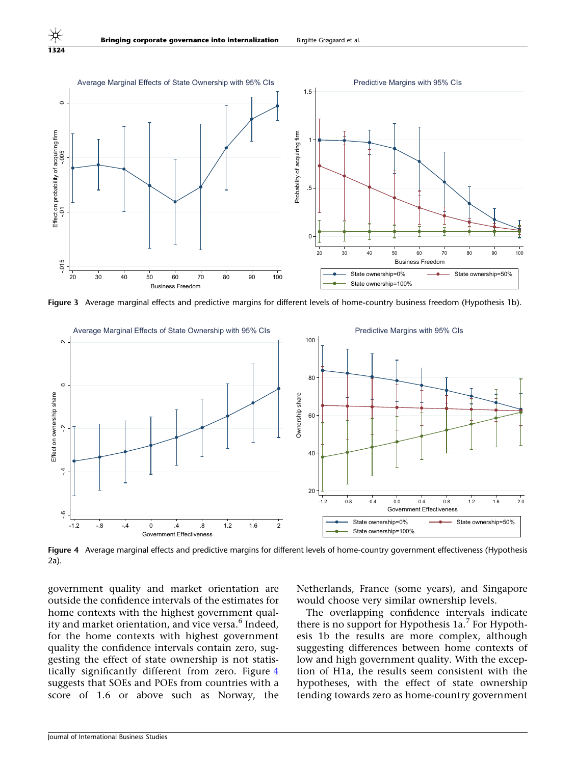Figure 3 Average marginal effects and predictive margins for different levels of home-country business freedom (Hypothesis 1b).

Figure 4 Average marginal effects and predictive margins for different levels of home-country government effectiveness (Hypothesis 2a).

government quality and market orientation are outside the confidence intervals of the estimates for home contexts with the highest government quality and market orientation, and vice versa.[6] Indeed, for the home contexts with highest government quality the confidence intervals contain zero, suggesting the effect of state ownership is not statistically significantly different from zero. Figure 4 suggests that SOEs and POEs from countries with a score of 1.6 or above such as Norway, the Netherlands, France (some years), and Singapore would choose very similar ownership levels.

The overlapping confidence intervals indicate there is no support for Hypothesis 1a.[7] For Hypothesis 1b the results are more complex, although suggesting differences between home contexts of low and high government quality. With the exception of H1a, the results seem consistent with the hypotheses, with the effect of state ownership tending towards zero as home-country government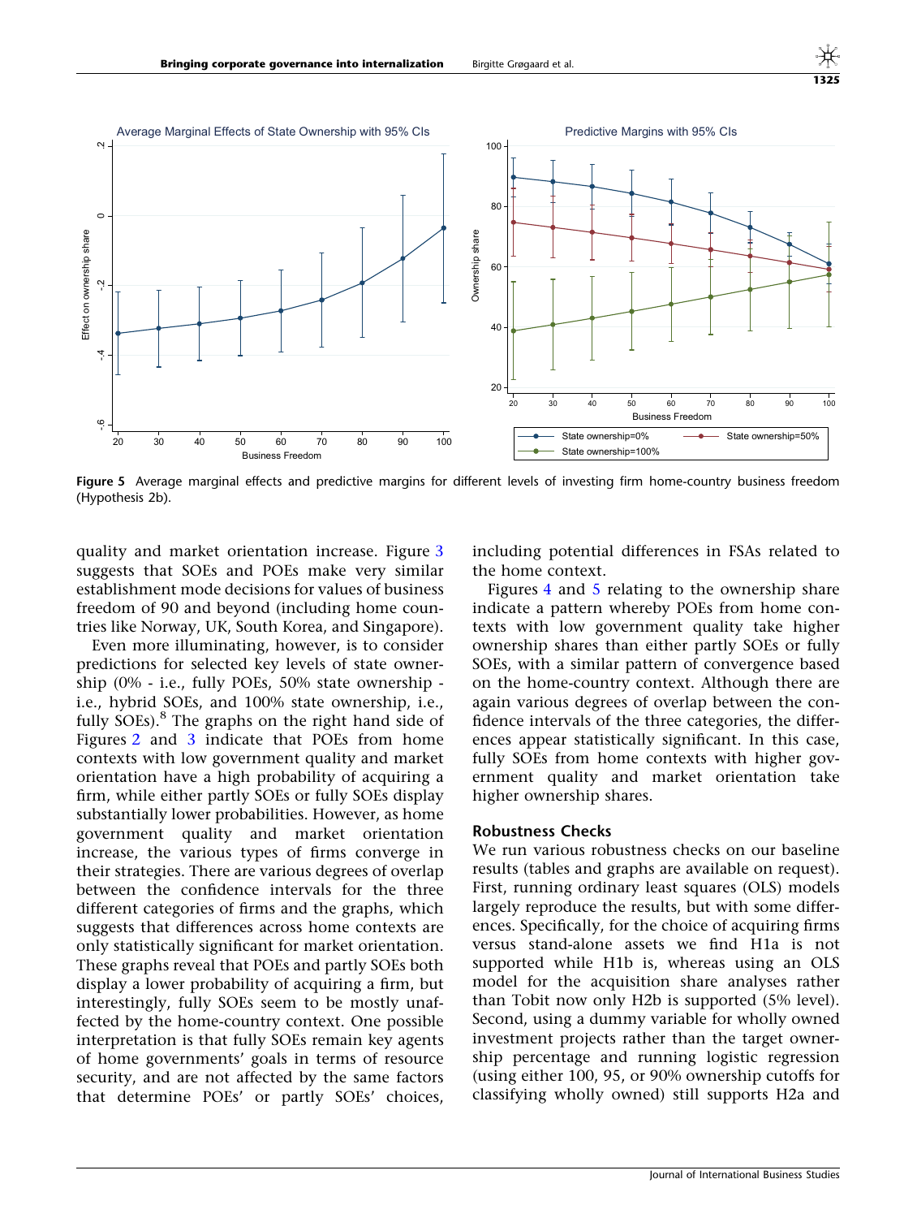Figure 5 Average marginal effects and predictive margins for different levels of investing firm home-country business freedom (Hypothesis 2b).

quality and market orientation increase. Figure 3 suggests that SOEs and POEs make very similar establishment mode decisions for values of business freedom of 90 and beyond (including home countries like Norway, UK, South Korea, and Singapore).

Even more illuminating, however, is to consider predictions for selected key levels of state ownership (0% - i.e., fully POEs, 50% state ownership - i.e., hybrid SOEs, and 100% state ownership, i.e., fully SOEs).[8] The graphs on the right hand side of Figures 2 and 3 indicate that POEs from home contexts with low government quality and market orientation have a high probability of acquiring a firm, while either partly SOEs or fully SOEs display substantially lower probabilities. However, as home government quality and market orientation increase, the various types of firms converge in their strategies. There are various degrees of overlap between the confidence intervals for the three different categories of firms and the graphs, which suggests that differences across home contexts are only statistically significant for market orientation. These graphs reveal that POEs and partly SOEs both display a lower probability of acquiring a firm, but interestingly, fully SOEs seem to be mostly unaffected by the home-country context. One possible interpretation is that fully SOEs remain key agents of home governments' goals in terms of resource security, and are not affected by the same factors that determine POEs' or partly SOEs' choices, including potential differences in FSAs related to the home context.

Figures 4 and 5 relating to the ownership share indicate a pattern whereby POEs from home contexts with low government quality take higher ownership shares than either partly SOEs or fully SOEs, with a similar pattern of convergence based on the home-country context. Although there are again various degrees of overlap between the confidence intervals of the three categories, the differences appear statistically significant. In this case, fully SOEs from home contexts with higher government quality and market orientation take higher ownership shares.

## Robustness Checks

We run various robustness checks on our baseline results (tables and graphs are available on request). First, running ordinary least squares (OLS) models largely reproduce the results, but with some differences. Specifically, for the choice of acquiring firms versus stand-alone assets we find H1a is not supported while H1b is, whereas using an OLS model for the acquisition share analyses rather than Tobit now only H2b is supported (5% level). Second, using a dummy variable for wholly owned investment projects rather than the target ownership percentage and running logistic regression (using either 100, 95, or 90% ownership cutoffs for classifying wholly owned) still supports H2a and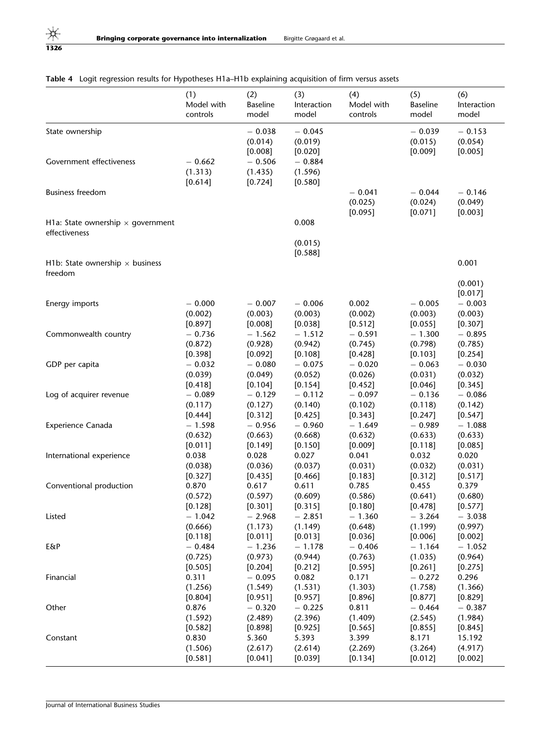**Table 4** Logit regression results for Hypotheses H1a–H1b explaining acquisition of firm versus assets

| | (1) Model with controls | (2) Baseline model | (3) Interaction model | (4) Model with controls | (5) Baseline model | (6) Interaction model |
|---|---|---|---|---|---|---|
| State ownership | | − 0.038 (0.014) [0.008] | − 0.045 (0.019) [0.020] | | − 0.039 (0.015) [0.009] | − 0.153 (0.054) [0.005] |
| Government effectiveness | − 0.662 (1.313) [0.614] | − 0.506 (1.435) [0.724] | − 0.884 (1.596) [0.580] | | | |
| Business freedom | | | | − 0.041 (0.025) [0.095] | − 0.044 (0.024) [0.071] | − 0.146 (0.049) [0.003] |
| H1a: State ownership × government effectiveness | | | 0.008 (0.015) [0.588] | | | |
| H1b: State ownership × business freedom | | | | | | 0.001 (0.001) [0.017] |
| Energy imports | − 0.000 (0.002) [0.897] | − 0.007 (0.003) [0.008] | − 0.006 (0.003) [0.038] | 0.002 (0.002) [0.512] | − 0.005 (0.003) [0.055] | − 0.003 (0.003) [0.307] |
| Commonwealth country | − 0.736 (0.872) [0.398] | − 1.562 (0.928) [0.092] | − 1.512 (0.942) [0.108] | − 0.591 (0.745) [0.428] | − 1.300 (0.798) [0.103] | − 0.895 (0.785) [0.254] |
| GDP per capita | − 0.032 (0.039) [0.418] | − 0.080 (0.049) [0.104] | − 0.075 (0.052) [0.154] | − 0.020 (0.026) [0.452] | − 0.063 (0.031) [0.046] | − 0.030 (0.032) [0.345] |
| Log of acquirer revenue | − 0.089 (0.117) [0.444] | − 0.129 (0.127) [0.312] | − 0.112 (0.140) [0.425] | − 0.097 (0.102) [0.343] | − 0.136 (0.118) [0.247] | − 0.086 (0.142) [0.547] |
| Experience Canada | − 1.598 (0.632) [0.011] | − 0.956 (0.663) [0.149] | − 0.960 (0.668) [0.150] | − 1.649 (0.632) [0.009] | − 0.989 (0.633) [0.118] | − 1.088 (0.633) [0.085] |
| International experience | 0.038 (0.038) [0.327] | 0.028 (0.036) [0.435] | 0.027 (0.037) [0.466] | 0.041 (0.031) [0.183] | 0.032 (0.032) [0.312] | 0.020 (0.031) [0.517] |
| Conventional production | 0.870 (0.572) [0.128] | 0.617 (0.597) [0.301] | 0.611 (0.609) [0.315] | 0.785 (0.586) [0.180] | 0.455 (0.641) [0.478] | 0.379 (0.680) [0.577] |
| Listed | − 1.042 (0.666) [0.118] | − 2.968 (1.173) [0.011] | − 2.851 (1.149) [0.013] | − 1.360 (0.648) [0.036] | − 3.264 (1.199) [0.006] | − 3.038 (0.997) [0.002] |
| E&P | − 0.484 (0.725) [0.505] | − 1.236 (0.973) [0.204] | − 1.178 (0.944) [0.212] | − 0.406 (0.763) [0.595] | − 1.164 (1.035) [0.261] | − 1.052 (0.964) [0.275] |
| Financial | 0.311 (1.256) [0.804] | − 0.095 (1.549) [0.951] | 0.082 (1.531) [0.957] | 0.171 (1.303) [0.896] | − 0.272 (1.758) [0.877] | 0.296 (1.366) [0.829] |
| Other | 0.876 (1.592) [0.582] | − 0.320 (2.489) [0.898] | − 0.225 (2.396) [0.925] | 0.811 (1.409) [0.565] | − 0.464 (2.545) [0.855] | − 0.387 (1.984) [0.845] |
| Constant | 0.830 (1.506) [0.581] | 5.360 (2.617) [0.041] | 5.393 (2.614) [0.039] | 3.399 (2.269) [0.134] | 8.171 (3.264) [0.012] | 15.192 (4.917) [0.002] |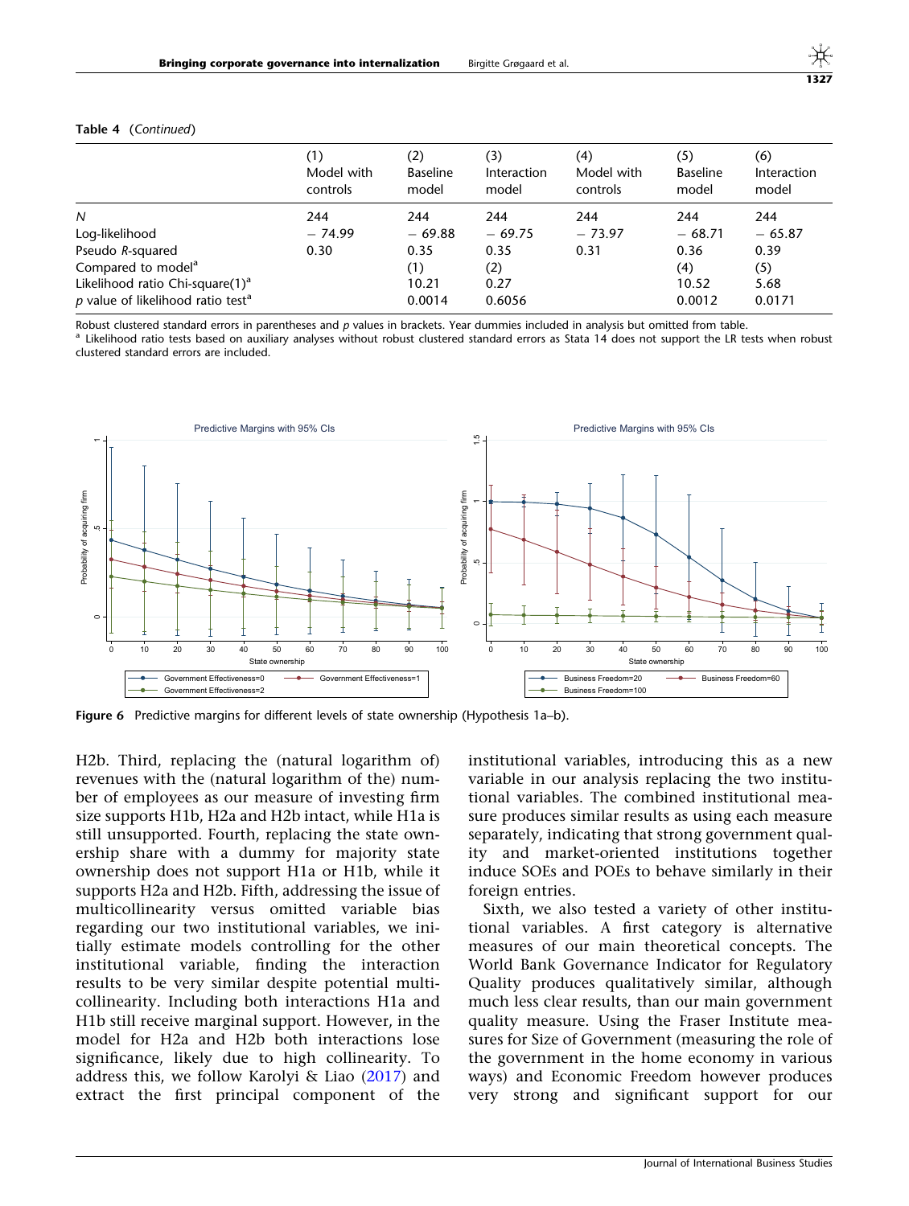Table 4 (*Continued*)

| | (1) Model with controls | (2) Baseline model | (3) Interaction model | (4) Model with controls | (5) Baseline model | (6) Interaction model |
|---|---|---|---|---|---|---|
| *N* | 244 | 244 | 244 | 244 | 244 | 244 |
| Log-likelihood | − 74.99 | − 69.88 | − 69.75 | − 73.97 | − 68.71 | − 65.87 |
| Pseudo *R*-squared | 0.30 | 0.35 | 0.35 | 0.31 | 0.36 | 0.39 |
| Compared to model[a] | | (1) | (2) | | (4) | (5) |
| Likelihood ratio Chi-square(1)[a] | | 10.21 | 0.27 | | 10.52 | 5.68 |
| *p* value of likelihood ratio test[a] | | 0.0014 | 0.6056 | | 0.0012 | 0.0171 |

Robust clustered standard errors in parentheses and *p* values in brackets. Year dummies included in analysis but omitted from table.
[a] Likelihood ratio tests based on auxiliary analyses without robust clustered standard errors as Stata 14 does not support the LR tests when robust clustered standard errors are included.

**Figure 6** Predictive margins for different levels of state ownership (Hypothesis 1a–b).

H2b. Third, replacing the (natural logarithm of) revenues with the (natural logarithm of the) number of employees as our measure of investing firm size supports H1b, H2a and H2b intact, while H1a is still unsupported. Fourth, replacing the state ownership share with a dummy for majority state ownership does not support H1a or H1b, while it supports H2a and H2b. Fifth, addressing the issue of multicollinearity versus omitted variable bias regarding our two institutional variables, we initially estimate models controlling for the other institutional variable, finding the interaction results to be very similar despite potential multicollinearity. Including both interactions H1a and H1b still receive marginal support. However, in the model for H2a and H2b both interactions lose significance, likely due to high collinearity. To address this, we follow Karolyi & Liao (2017) and extract the first principal component of the institutional variables, introducing this as a new variable in our analysis replacing the two institutional variables. The combined institutional measure produces similar results as using each measure separately, indicating that strong government quality and market-oriented institutions together induce SOEs and POEs to behave similarly in their foreign entries.

Sixth, we also tested a variety of other institutional variables. A first category is alternative measures of our main theoretical concepts. The World Bank Governance Indicator for Regulatory Quality produces qualitatively similar, although much less clear results, than our main government quality measure. Using the Fraser Institute measures for Size of Government (measuring the role of the government in the home economy in various ways) and Economic Freedom however produces very strong and significant support for our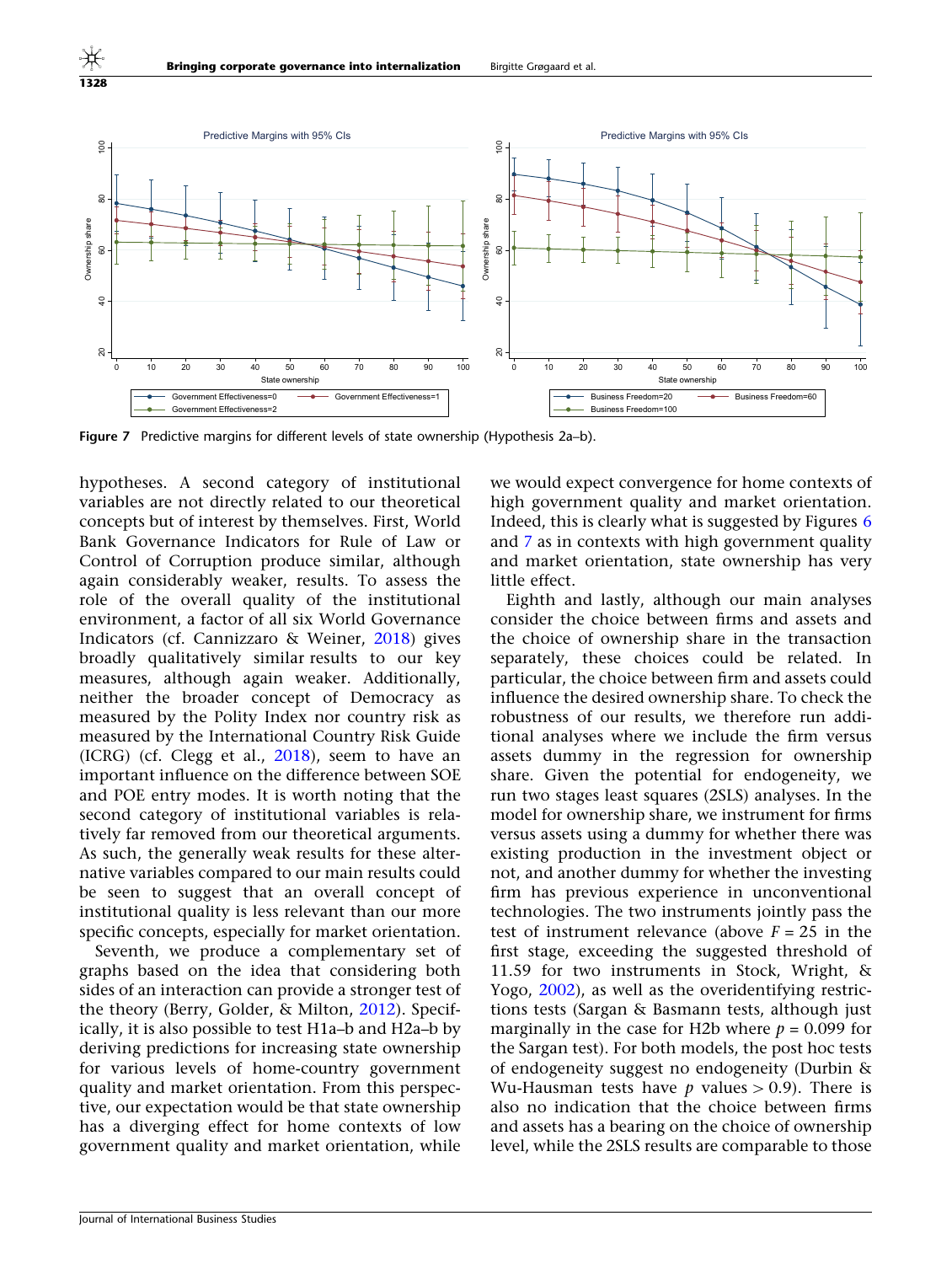Figure 7 Predictive margins for different levels of state ownership (Hypothesis 2a–b).

hypotheses. A second category of institutional variables are not directly related to our theoretical concepts but of interest by themselves. First, World Bank Governance Indicators for Rule of Law or Control of Corruption produce similar, although again considerably weaker, results. To assess the role of the overall quality of the institutional environment, a factor of all six World Governance Indicators (cf. Cannizzaro & Weiner, 2018) gives broadly qualitatively similar results to our key measures, although again weaker. Additionally, neither the broader concept of Democracy as measured by the Polity Index nor country risk as measured by the International Country Risk Guide (ICRG) (cf. Clegg et al., 2018), seem to have an important influence on the difference between SOE and POE entry modes. It is worth noting that the second category of institutional variables is relatively far removed from our theoretical arguments. As such, the generally weak results for these alternative variables compared to our main results could be seen to suggest that an overall concept of institutional quality is less relevant than our more specific concepts, especially for market orientation.

Seventh, we produce a complementary set of graphs based on the idea that considering both sides of an interaction can provide a stronger test of the theory (Berry, Golder, & Milton, 2012). Specifically, it is also possible to test H1a–b and H2a–b by deriving predictions for increasing state ownership for various levels of home-country government quality and market orientation. From this perspective, our expectation would be that state ownership has a diverging effect for home contexts of low government quality and market orientation, while we would expect convergence for home contexts of high government quality and market orientation. Indeed, this is clearly what is suggested by Figures 6 and 7 as in contexts with high government quality and market orientation, state ownership has very little effect.

Eighth and lastly, although our main analyses consider the choice between firms and assets and the choice of ownership share in the transaction separately, these choices could be related. In particular, the choice between firm and assets could influence the desired ownership share. To check the robustness of our results, we therefore run additional analyses where we include the firm versus assets dummy in the regression for ownership share. Given the potential for endogeneity, we run two stages least squares (2SLS) analyses. In the model for ownership share, we instrument for firms versus assets using a dummy for whether there was existing production in the investment object or not, and another dummy for whether the investing firm has previous experience in unconventional technologies. The two instruments jointly pass the test of instrument relevance (above $F = 25$ in the first stage, exceeding the suggested threshold of 11.59 for two instruments in Stock, Wright, & Yogo, 2002), as well as the overidentifying restrictions tests (Sargan & Basmann tests, although just marginally in the case for H2b where $p = 0.099$ for the Sargan test). For both models, the post hoc tests of endogeneity suggest no endogeneity (Durbin & Wu-Hausman tests have $p$ values $> 0.9$). There is also no indication that the choice between firms and assets has a bearing on the choice of ownership level, while the 2SLS results are comparable to those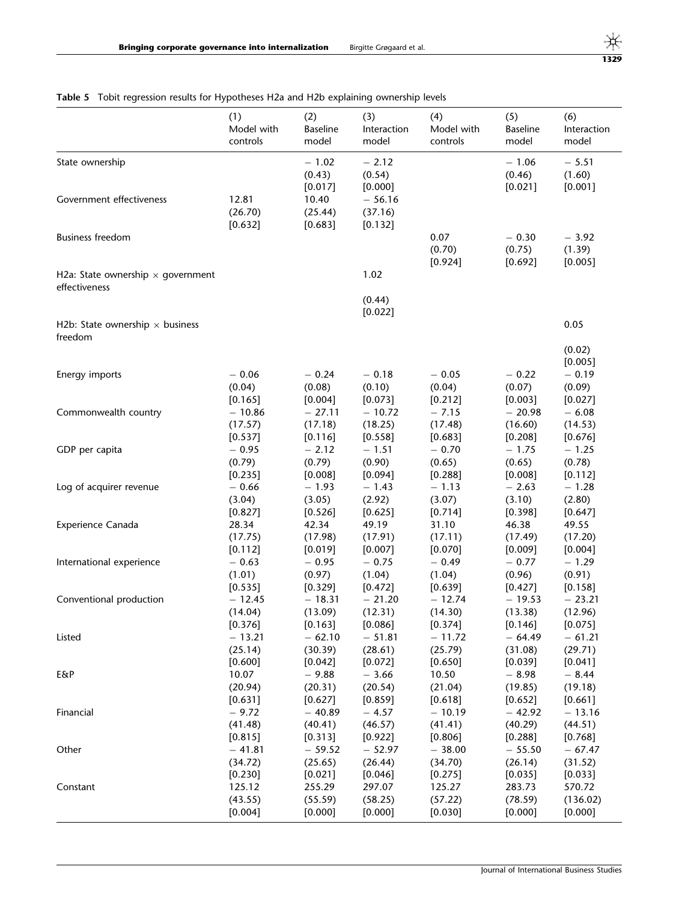**Table 5** Tobit regression results for Hypotheses H2a and H2b explaining ownership levels

| | (1) Model with controls | (2) Baseline model | (3) Interaction model | (4) Model with controls | (5) Baseline model | (6) Interaction model |
|---|---|---|---|---|---|---|
| State ownership | | − 1.02 | − 2.12 | | − 1.06 | − 5.51 |
| | | (0.43) | (0.54) | | (0.46) | (1.60) |
| | | [0.017] | [0.000] | | [0.021] | [0.001] |
| Government effectiveness | 12.81 | 10.40 | − 56.16 | | | |
| | (26.70) | (25.44) | (37.16) | | | |
| | [0.632] | [0.683] | [0.132] | | | |
| Business freedom | | | | 0.07 | − 0.30 | − 3.92 |
| | | | | (0.70) | (0.75) | (1.39) |
| | | | | [0.924] | [0.692] | [0.005] |
| H2a: State ownership × government effectiveness | | | 1.02 | | | |
| | | | (0.44) | | | |
| | | | [0.022] | | | |
| H2b: State ownership × business freedom | | | | | | 0.05 |
| | | | | | | (0.02) |
| | | | | | | [0.005] |
| Energy imports | − 0.06 | − 0.24 | − 0.18 | − 0.05 | − 0.22 | − 0.19 |
| | (0.04) | (0.08) | (0.10) | (0.04) | (0.07) | (0.09) |
| | [0.165] | [0.004] | [0.073] | [0.212] | [0.003] | [0.027] |
| Commonwealth country | − 10.86 | − 27.11 | − 10.72 | − 7.15 | − 20.98 | − 6.08 |
| | (17.57) | (17.18) | (18.25) | (17.48) | (16.60) | (14.53) |
| | [0.537] | [0.116] | [0.558] | [0.683] | [0.208] | [0.676] |
| GDP per capita | − 0.95 | − 2.12 | − 1.51 | − 0.70 | − 1.75 | − 1.25 |
| | (0.79) | (0.79) | (0.90) | (0.65) | (0.65) | (0.78) |
| | [0.235] | [0.008] | [0.094] | [0.288] | [0.008] | [0.112] |
| Log of acquirer revenue | − 0.66 | − 1.93 | − 1.43 | − 1.13 | − 2.63 | − 1.28 |
| | (3.04) | (3.05) | (2.92) | (3.07) | (3.10) | (2.80) |
| | [0.827] | [0.526] | [0.625] | [0.714] | [0.398] | [0.647] |
| Experience Canada | 28.34 | 42.34 | 49.19 | 31.10 | 46.38 | 49.55 |
| | (17.75) | (17.98) | (17.91) | (17.11) | (17.49) | (17.20) |
| | [0.112] | [0.019] | [0.007] | [0.070] | [0.009] | [0.004] |
| International experience | − 0.63 | − 0.95 | − 0.75 | − 0.49 | − 0.77 | − 1.29 |
| | (1.01) | (0.97) | (1.04) | (1.04) | (0.96) | (0.91) |
| | [0.535] | [0.329] | [0.472] | [0.639] | [0.427] | [0.158] |
| Conventional production | − 12.45 | − 18.31 | − 21.20 | − 12.74 | − 19.53 | − 23.21 |
| | (14.04) | (13.09) | (12.31) | (14.30) | (13.38) | (12.96) |
| | [0.376] | [0.163] | [0.086] | [0.374] | [0.146] | [0.075] |
| Listed | − 13.21 | − 62.10 | − 51.81 | − 11.72 | − 64.49 | − 61.21 |
| | (25.14) | (30.39) | (28.61) | (25.79) | (31.08) | (29.71) |
| | [0.600] | [0.042] | [0.072] | [0.650] | [0.039] | [0.041] |
| E&P | 10.07 | − 9.88 | − 3.66 | 10.50 | − 8.98 | − 8.44 |
| | (20.94) | (20.31) | (20.54) | (21.04) | (19.85) | (19.18) |
| | [0.631] | [0.627] | [0.859] | [0.618] | [0.652] | [0.661] |
| Financial | − 9.72 | − 40.89 | − 4.57 | − 10.19 | − 42.92 | − 13.16 |
| | (41.48) | (40.41) | (46.57) | (41.41) | (40.29) | (44.51) |
| | [0.815] | [0.313] | [0.922] | [0.806] | [0.288] | [0.768] |
| Other | − 41.81 | − 59.52 | − 52.97 | − 38.00 | − 55.50 | − 67.47 |
| | (34.72) | (25.65) | (26.44) | (34.70) | (26.14) | (31.52) |
| | [0.230] | [0.021] | [0.046] | [0.275] | [0.035] | [0.033] |
| Constant | 125.12 | 255.29 | 297.07 | 125.27 | 283.73 | 570.72 |
| | (43.55) | (55.59) | (58.25) | (57.22) | (78.59) | (136.02) |
| | [0.004] | [0.000] | [0.000] | [0.030] | [0.000] | [0.000] |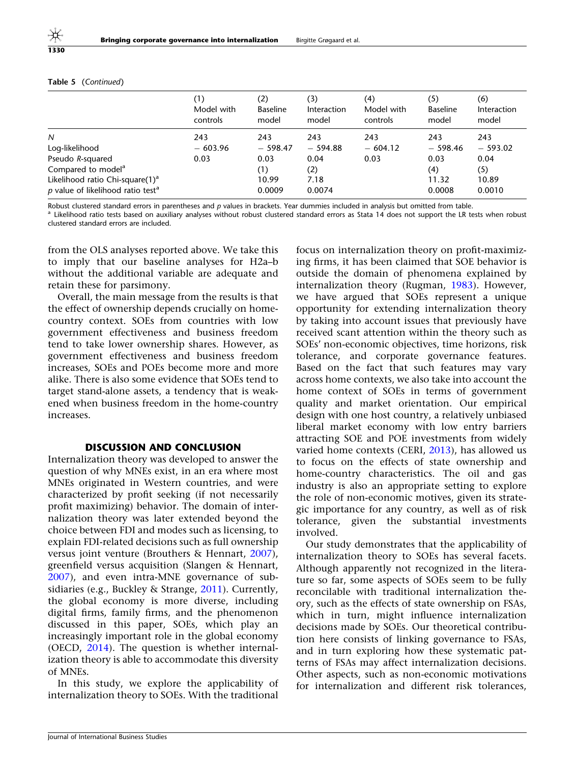**Table 5** (*Continued*)

| | (1) Model with controls | (2) Baseline model | (3) Interaction model | (4) Model with controls | (5) Baseline model | (6) Interaction model |
|---|---|---|---|---|---|---|
| *N* | 243 | 243 | 243 | 243 | 243 | 243 |
| Log-likelihood | − 603.96 | − 598.47 | − 594.88 | − 604.12 | − 598.46 | − 593.02 |
| Pseudo *R*-squared | 0.03 | 0.03 | 0.04 | 0.03 | 0.03 | 0.04 |
| Compared to model[a] | | (1) | (2) | | (4) | (5) |
| Likelihood ratio Chi-square(1)[a] | | 10.99 | 7.18 | | 11.32 | 10.89 |
| *p* value of likelihood ratio test[a] | | 0.0009 | 0.0074 | | 0.0008 | 0.0010 |

Robust clustered standard errors in parentheses and *p* values in brackets. Year dummies included in analysis but omitted from table.

[a] Likelihood ratio tests based on auxiliary analyses without robust clustered standard errors as Stata 14 does not support the LR tests when robust clustered standard errors are included.

from the OLS analyses reported above. We take this to imply that our baseline analyses for H2a–b without the additional variable are adequate and retain these for parsimony.

Overall, the main message from the results is that the effect of ownership depends crucially on home-country context. SOEs from countries with low government effectiveness and business freedom tend to take lower ownership shares. However, as government effectiveness and business freedom increases, SOEs and POEs become more and more alike. There is also some evidence that SOEs tend to target stand-alone assets, a tendency that is weakened when business freedom in the home-country increases.

## DISCUSSION AND CONCLUSION

Internalization theory was developed to answer the question of why MNEs exist, in an era where most MNEs originated in Western countries, and were characterized by profit seeking (if not necessarily profit maximizing) behavior. The domain of internalization theory was later extended beyond the choice between FDI and modes such as licensing, to explain FDI-related decisions such as full ownership versus joint venture (Brouthers & Hennart, 2007), greenfield versus acquisition (Slangen & Hennart, 2007), and even intra-MNE governance of subsidiaries (e.g., Buckley & Strange, 2011). Currently, the global economy is more diverse, including digital firms, family firms, and the phenomenon discussed in this paper, SOEs, which play an increasingly important role in the global economy (OECD, 2014). The question is whether internalization theory is able to accommodate this diversity of MNEs.

In this study, we explore the applicability of internalization theory to SOEs. With the traditional focus on internalization theory on profit-maximizing firms, it has been claimed that SOE behavior is outside the domain of phenomena explained by internalization theory (Rugman, 1983). However, we have argued that SOEs represent a unique opportunity for extending internalization theory by taking into account issues that previously have received scant attention within the theory such as SOEs' non-economic objectives, time horizons, risk tolerance, and corporate governance features. Based on the fact that such features may vary across home contexts, we also take into account the home context of SOEs in terms of government quality and market orientation. Our empirical design with one host country, a relatively unbiased liberal market economy with low entry barriers attracting SOE and POE investments from widely varied home contexts (CERI, 2013), has allowed us to focus on the effects of state ownership and home-country characteristics. The oil and gas industry is also an appropriate setting to explore the role of non-economic motives, given its strategic importance for any country, as well as of risk tolerance, given the substantial investments involved.

Our study demonstrates that the applicability of internalization theory to SOEs has several facets. Although apparently not recognized in the literature so far, some aspects of SOEs seem to be fully reconcilable with traditional internalization theory, such as the effects of state ownership on FSAs, which in turn, might influence internalization decisions made by SOEs. Our theoretical contribution here consists of linking governance to FSAs, and in turn exploring how these systematic patterns of FSAs may affect internalization decisions. Other aspects, such as non-economic motivations for internalization and different risk tolerances,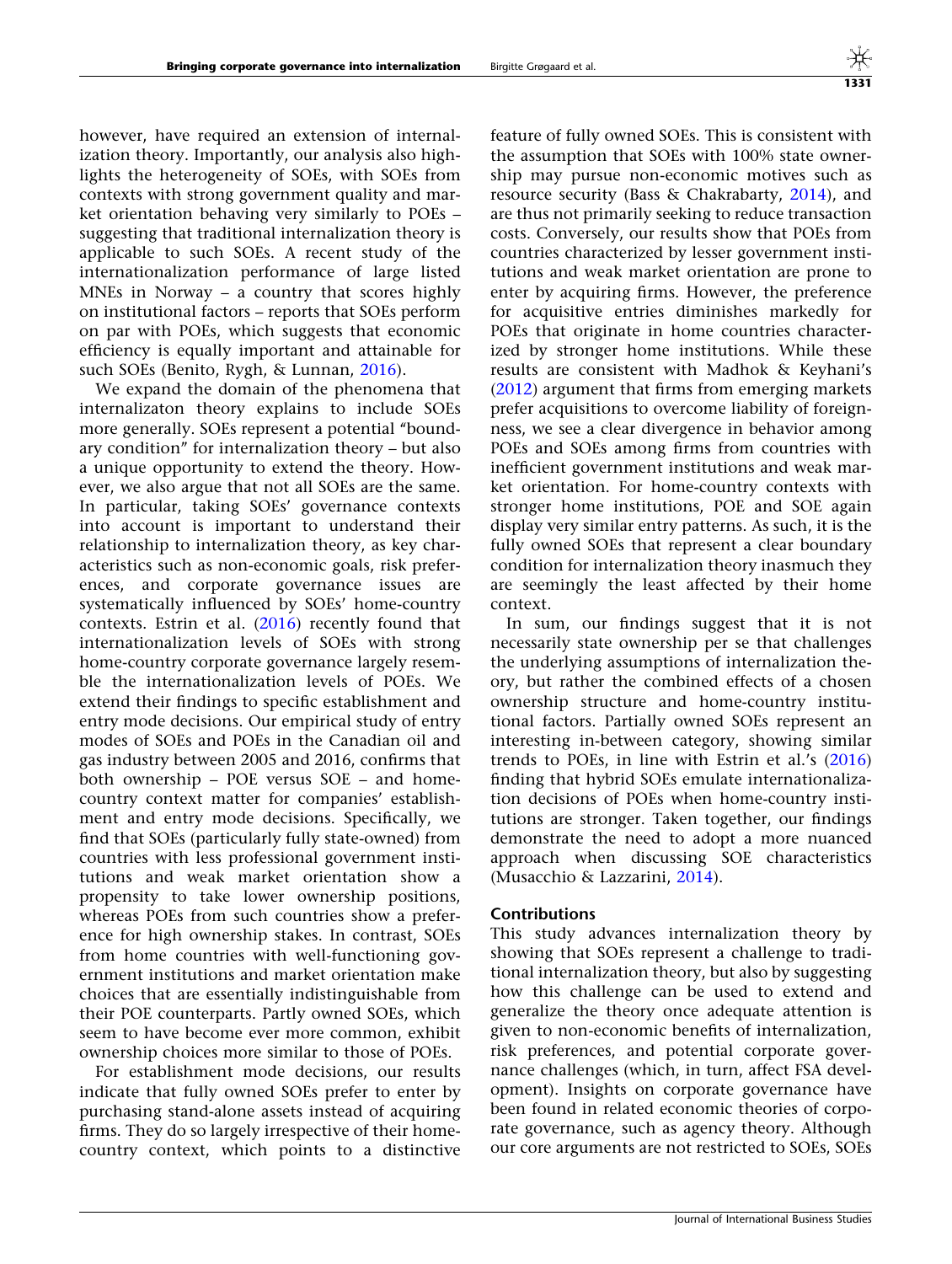however, have required an extension of internalization theory. Importantly, our analysis also highlights the heterogeneity of SOEs, with SOEs from contexts with strong government quality and market orientation behaving very similarly to POEs – suggesting that traditional internalization theory is applicable to such SOEs. A recent study of the internationalization performance of large listed MNEs in Norway – a country that scores highly on institutional factors – reports that SOEs perform on par with POEs, which suggests that economic efficiency is equally important and attainable for such SOEs (Benito, Rygh, & Lunnan, 2016).

We expand the domain of the phenomena that internalizaton theory explains to include SOEs more generally. SOEs represent a potential "boundary condition" for internalization theory – but also a unique opportunity to extend the theory. However, we also argue that not all SOEs are the same. In particular, taking SOEs' governance contexts into account is important to understand their relationship to internalization theory, as key characteristics such as non-economic goals, risk preferences, and corporate governance issues are systematically influenced by SOEs' home-country contexts. Estrin et al. (2016) recently found that internationalization levels of SOEs with strong home-country corporate governance largely resemble the internationalization levels of POEs. We extend their findings to specific establishment and entry mode decisions. Our empirical study of entry modes of SOEs and POEs in the Canadian oil and gas industry between 2005 and 2016, confirms that both ownership – POE versus SOE – and home-country context matter for companies' establishment and entry mode decisions. Specifically, we find that SOEs (particularly fully state-owned) from countries with less professional government institutions and weak market orientation show a propensity to take lower ownership positions, whereas POEs from such countries show a preference for high ownership stakes. In contrast, SOEs from home countries with well-functioning government institutions and market orientation make choices that are essentially indistinguishable from their POE counterparts. Partly owned SOEs, which seem to have become ever more common, exhibit ownership choices more similar to those of POEs.

For establishment mode decisions, our results indicate that fully owned SOEs prefer to enter by purchasing stand-alone assets instead of acquiring firms. They do so largely irrespective of their home-country context, which points to a distinctive feature of fully owned SOEs. This is consistent with the assumption that SOEs with 100% state ownership may pursue non-economic motives such as resource security (Bass & Chakrabarty, 2014), and are thus not primarily seeking to reduce transaction costs. Conversely, our results show that POEs from countries characterized by lesser government institutions and weak market orientation are prone to enter by acquiring firms. However, the preference for acquisitive entries diminishes markedly for POEs that originate in home countries characterized by stronger home institutions. While these results are consistent with Madhok & Keyhani's (2012) argument that firms from emerging markets prefer acquisitions to overcome liability of foreignness, we see a clear divergence in behavior among POEs and SOEs among firms from countries with inefficient government institutions and weak market orientation. For home-country contexts with stronger home institutions, POE and SOE again display very similar entry patterns. As such, it is the fully owned SOEs that represent a clear boundary condition for internalization theory inasmuch they are seemingly the least affected by their home context.

In sum, our findings suggest that it is not necessarily state ownership per se that challenges the underlying assumptions of internalization theory, but rather the combined effects of a chosen ownership structure and home-country institutional factors. Partially owned SOEs represent an interesting in-between category, showing similar trends to POEs, in line with Estrin et al.'s (2016) finding that hybrid SOEs emulate internationalization decisions of POEs when home-country institutions are stronger. Taken together, our findings demonstrate the need to adopt a more nuanced approach when discussing SOE characteristics (Musacchio & Lazzarini, 2014).

## Contributions

This study advances internalization theory by showing that SOEs represent a challenge to traditional internalization theory, but also by suggesting how this challenge can be used to extend and generalize the theory once adequate attention is given to non-economic benefits of internalization, risk preferences, and potential corporate governance challenges (which, in turn, affect FSA development). Insights on corporate governance have been found in related economic theories of corporate governance, such as agency theory. Although our core arguments are not restricted to SOEs, SOEs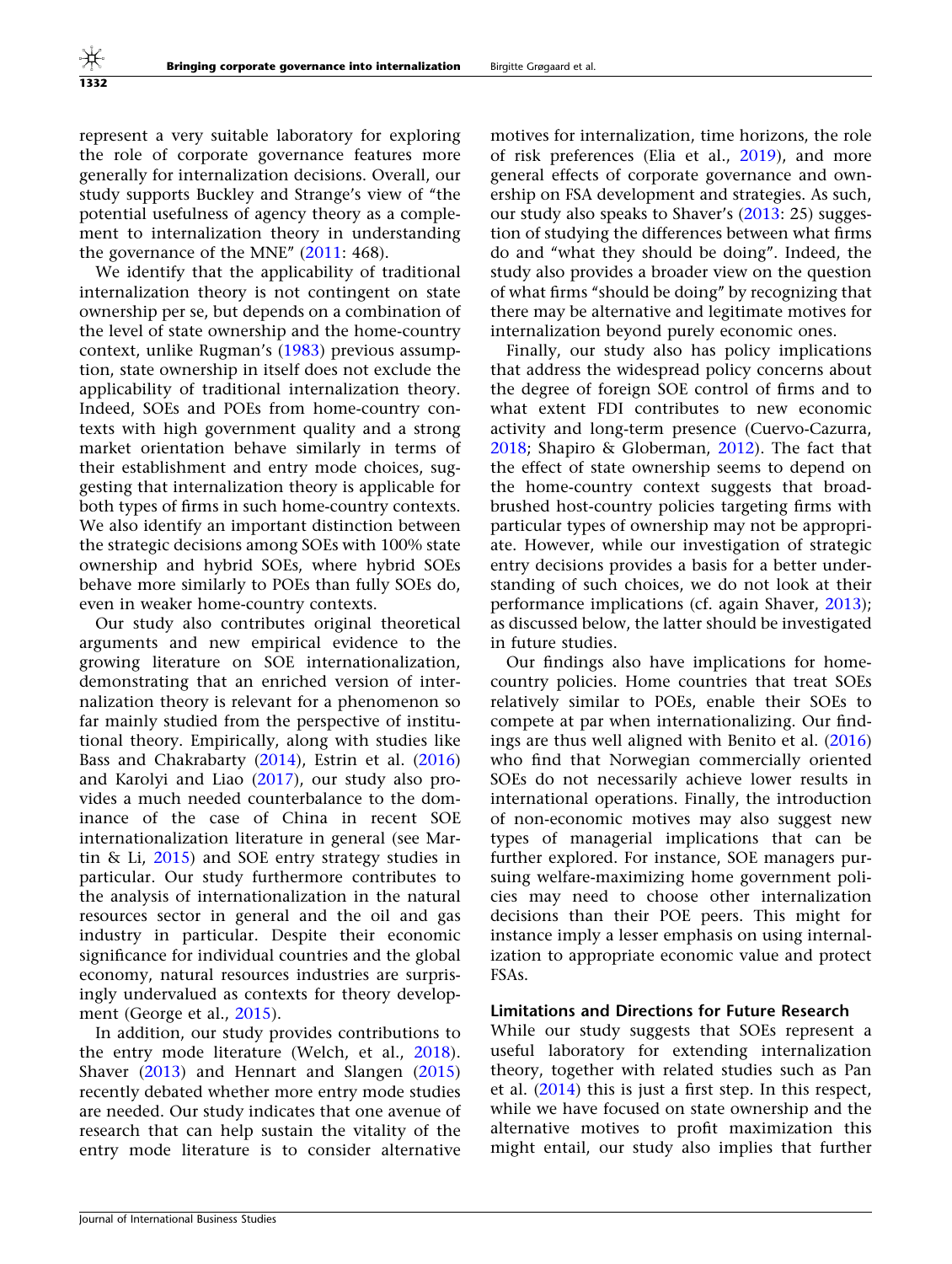represent a very suitable laboratory for exploring the role of corporate governance features more generally for internalization decisions. Overall, our study supports Buckley and Strange's view of "the potential usefulness of agency theory as a complement to internalization theory in understanding the governance of the MNE" (2011: 468).

We identify that the applicability of traditional internalization theory is not contingent on state ownership per se, but depends on a combination of the level of state ownership and the home-country context, unlike Rugman's (1983) previous assumption, state ownership in itself does not exclude the applicability of traditional internalization theory. Indeed, SOEs and POEs from home-country contexts with high government quality and a strong market orientation behave similarly in terms of their establishment and entry mode choices, suggesting that internalization theory is applicable for both types of firms in such home-country contexts. We also identify an important distinction between the strategic decisions among SOEs with 100% state ownership and hybrid SOEs, where hybrid SOEs behave more similarly to POEs than fully SOEs do, even in weaker home-country contexts.

Our study also contributes original theoretical arguments and new empirical evidence to the growing literature on SOE internationalization, demonstrating that an enriched version of internalization theory is relevant for a phenomenon so far mainly studied from the perspective of institutional theory. Empirically, along with studies like Bass and Chakrabarty (2014), Estrin et al. (2016) and Karolyi and Liao (2017), our study also provides a much needed counterbalance to the dominance of the case of China in recent SOE internationalization literature in general (see Martin & Li, 2015) and SOE entry strategy studies in particular. Our study furthermore contributes to the analysis of internationalization in the natural resources sector in general and the oil and gas industry in particular. Despite their economic significance for individual countries and the global economy, natural resources industries are surprisingly undervalued as contexts for theory development (George et al., 2015).

In addition, our study provides contributions to the entry mode literature (Welch, et al., 2018). Shaver (2013) and Hennart and Slangen (2015) recently debated whether more entry mode studies are needed. Our study indicates that one avenue of research that can help sustain the vitality of the entry mode literature is to consider alternative motives for internalization, time horizons, the role of risk preferences (Elia et al., 2019), and more general effects of corporate governance and ownership on FSA development and strategies. As such, our study also speaks to Shaver's (2013: 25) suggestion of studying the differences between what firms do and "what they should be doing". Indeed, the study also provides a broader view on the question of what firms "should be doing" by recognizing that there may be alternative and legitimate motives for internalization beyond purely economic ones.

Finally, our study also has policy implications that address the widespread policy concerns about the degree of foreign SOE control of firms and to what extent FDI contributes to new economic activity and long-term presence (Cuervo-Cazurra, 2018; Shapiro & Globerman, 2012). The fact that the effect of state ownership seems to depend on the home-country context suggests that broad-brushed host-country policies targeting firms with particular types of ownership may not be appropriate. However, while our investigation of strategic entry decisions provides a basis for a better understanding of such choices, we do not look at their performance implications (cf. again Shaver, 2013); as discussed below, the latter should be investigated in future studies.

Our findings also have implications for home-country policies. Home countries that treat SOEs relatively similar to POEs, enable their SOEs to compete at par when internationalizing. Our findings are thus well aligned with Benito et al. (2016) who find that Norwegian commercially oriented SOEs do not necessarily achieve lower results in international operations. Finally, the introduction of non-economic motives may also suggest new types of managerial implications that can be further explored. For instance, SOE managers pursuing welfare-maximizing home government policies may need to choose other internalization decisions than their POE peers. This might for instance imply a lesser emphasis on using internalization to appropriate economic value and protect FSAs.

### Limitations and Directions for Future Research

While our study suggests that SOEs represent a useful laboratory for extending internalization theory, together with related studies such as Pan et al. (2014) this is just a first step. In this respect, while we have focused on state ownership and the alternative motives to profit maximization this might entail, our study also implies that further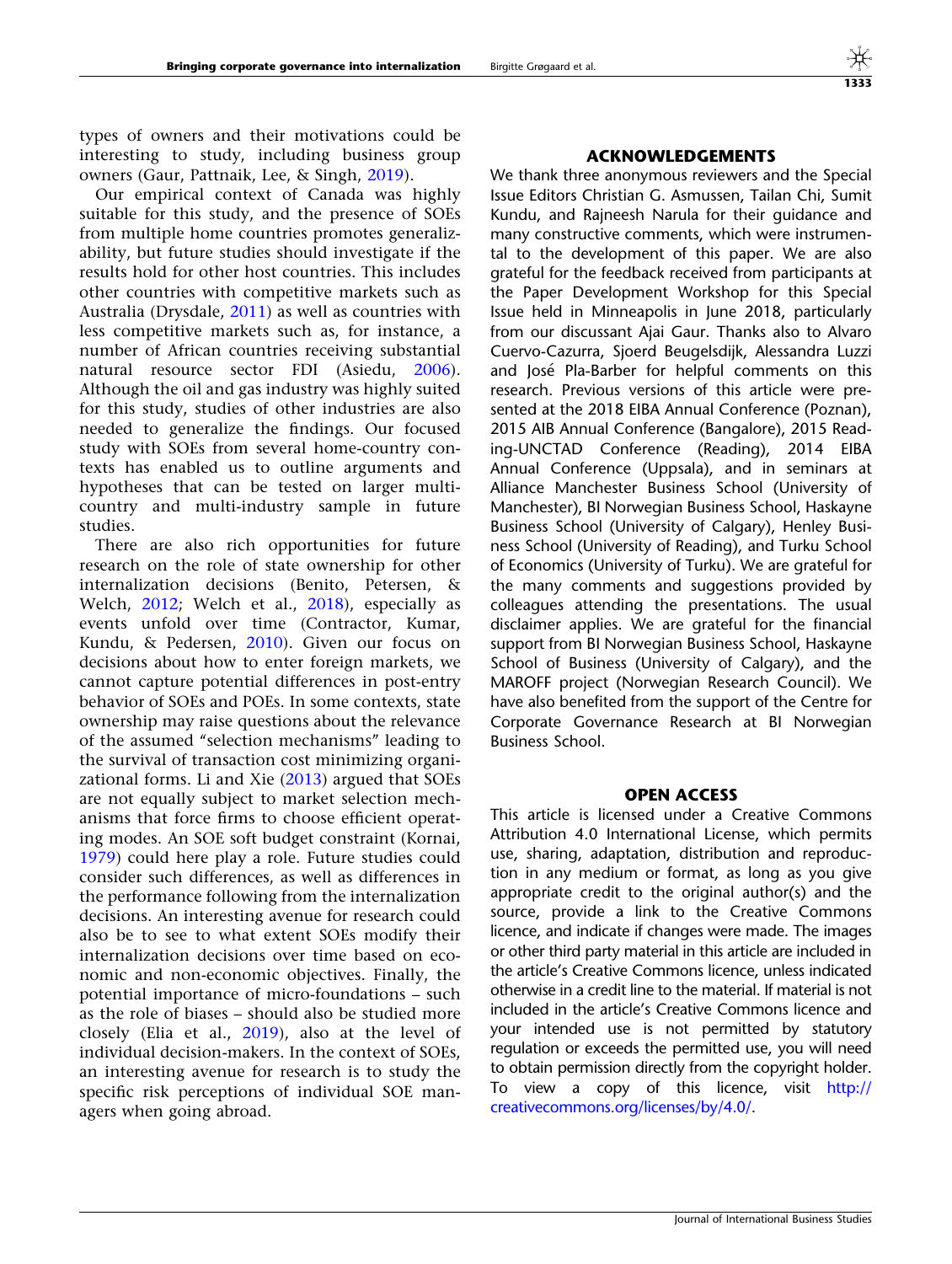types of owners and their motivations could be interesting to study, including business group owners (Gaur, Pattnaik, Lee, & Singh, 2019).

Our empirical context of Canada was highly suitable for this study, and the presence of SOEs from multiple home countries promotes generalizability, but future studies should investigate if the results hold for other host countries. This includes other countries with competitive markets such as Australia (Drysdale, 2011) as well as countries with less competitive markets such as, for instance, a number of African countries receiving substantial natural resource sector FDI (Asiedu, 2006). Although the oil and gas industry was highly suited for this study, studies of other industries are also needed to generalize the findings. Our focused study with SOEs from several home-country contexts has enabled us to outline arguments and hypotheses that can be tested on larger multi-country and multi-industry sample in future studies.

There are also rich opportunities for future research on the role of state ownership for other internalization decisions (Benito, Petersen, & Welch, 2012; Welch et al., 2018), especially as events unfold over time (Contractor, Kumar, Kundu, & Pedersen, 2010). Given our focus on decisions about how to enter foreign markets, we cannot capture potential differences in post-entry behavior of SOEs and POEs. In some contexts, state ownership may raise questions about the relevance of the assumed "selection mechanisms" leading to the survival of transaction cost minimizing organizational forms. Li and Xie (2013) argued that SOEs are not equally subject to market selection mechanisms that force firms to choose efficient operating modes. An SOE soft budget constraint (Kornai, 1979) could here play a role. Future studies could consider such differences, as well as differences in the performance following from the internalization decisions. An interesting avenue for research could also be to see to what extent SOEs modify their internalization decisions over time based on economic and non-economic objectives. Finally, the potential importance of micro-foundations – such as the role of biases – should also be studied more closely (Elia et al., 2019), also at the level of individual decision-makers. In the context of SOEs, an interesting avenue for research is to study the specific risk perceptions of individual SOE managers when going abroad.

## ACKNOWLEDGEMENTS

We thank three anonymous reviewers and the Special Issue Editors Christian G. Asmussen, Tailan Chi, Sumit Kundu, and Rajneesh Narula for their guidance and many constructive comments, which were instrumental to the development of this paper. We are also grateful for the feedback received from participants at the Paper Development Workshop for this Special Issue held in Minneapolis in June 2018, particularly from our discussant Ajai Gaur. Thanks also to Alvaro Cuervo-Cazurra, Sjoerd Beugelsdijk, Alessandra Luzzi and José Pla-Barber for helpful comments on this research. Previous versions of this article were presented at the 2018 EIBA Annual Conference (Poznan), 2015 AIB Annual Conference (Bangalore), 2015 Reading-UNCTAD Conference (Reading), 2014 EIBA Annual Conference (Uppsala), and in seminars at Alliance Manchester Business School (University of Manchester), BI Norwegian Business School, Haskayne Business School (University of Calgary), Henley Business School (University of Reading), and Turku School of Economics (University of Turku). We are grateful for the many comments and suggestions provided by colleagues attending the presentations. The usual disclaimer applies. We are grateful for the financial support from BI Norwegian Business School, Haskayne School of Business (University of Calgary), and the MAROFF project (Norwegian Research Council). We have also benefited from the support of the Centre for Corporate Governance Research at BI Norwegian Business School.

## OPEN ACCESS

This article is licensed under a Creative Commons Attribution 4.0 International License, which permits use, sharing, adaptation, distribution and reproduction in any medium or format, as long as you give appropriate credit to the original author(s) and the source, provide a link to the Creative Commons licence, and indicate if changes were made. The images or other third party material in this article are included in the article's Creative Commons licence, unless indicated otherwise in a credit line to the material. If material is not included in the article's Creative Commons licence and your intended use is not permitted by statutory regulation or exceeds the permitted use, you will need to obtain permission directly from the copyright holder. To view a copy of this licence, visit http://creativecommons.org/licenses/by/4.0/.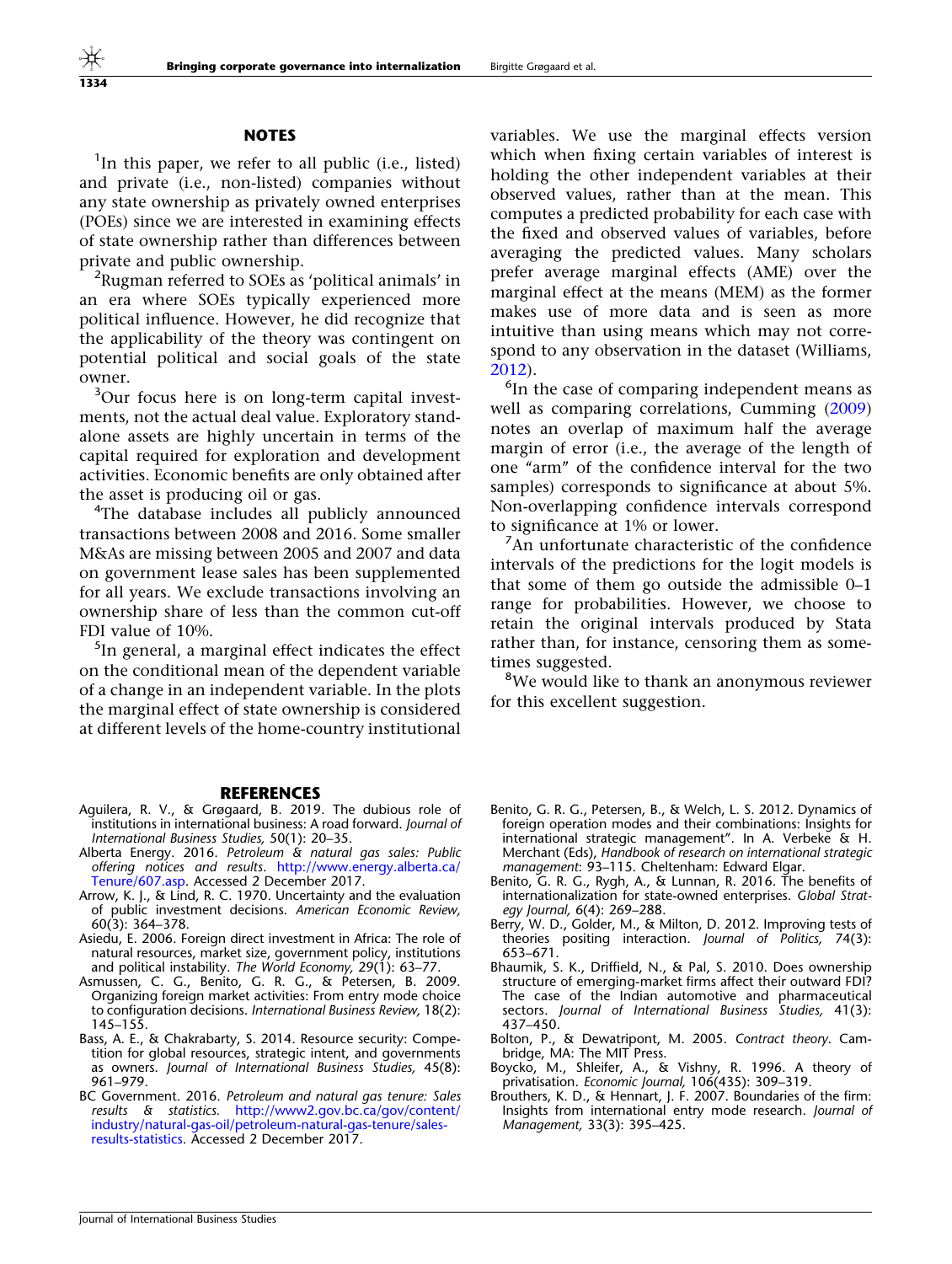## NOTES

[1]In this paper, we refer to all public (i.e., listed) and private (i.e., non-listed) companies without any state ownership as privately owned enterprises (POEs) since we are interested in examining effects of state ownership rather than differences between private and public ownership.

[2]Rugman referred to SOEs as 'political animals' in an era where SOEs typically experienced more political influence. However, he did recognize that the applicability of the theory was contingent on potential political and social goals of the state owner.

[3]Our focus here is on long-term capital investments, not the actual deal value. Exploratory standalone assets are highly uncertain in terms of the capital required for exploration and development activities. Economic benefits are only obtained after the asset is producing oil or gas.

[4]The database includes all publicly announced transactions between 2008 and 2016. Some smaller M&As are missing between 2005 and 2007 and data on government lease sales has been supplemented for all years. We exclude transactions involving an ownership share of less than the common cut-off FDI value of 10%.

[5]In general, a marginal effect indicates the effect on the conditional mean of the dependent variable of a change in an independent variable. In the plots the marginal effect of state ownership is considered at different levels of the home-country institutional variables. We use the marginal effects version which when fixing certain variables of interest is holding the other independent variables at their observed values, rather than at the mean. This computes a predicted probability for each case with the fixed and observed values of variables, before averaging the predicted values. Many scholars prefer average marginal effects (AME) over the marginal effect at the means (MEM) as the former makes use of more data and is seen as more intuitive than using means which may not correspond to any observation in the dataset (Williams, 2012).

[6]In the case of comparing independent means as well as comparing correlations, Cumming (2009) notes an overlap of maximum half the average margin of error (i.e., the average of the length of one "arm" of the confidence interval for the two samples) corresponds to significance at about 5%. Non-overlapping confidence intervals correspond to significance at 1% or lower.

[7]An unfortunate characteristic of the confidence intervals of the predictions for the logit models is that some of them go outside the admissible 0–1 range for probabilities. However, we choose to retain the original intervals produced by Stata rather than, for instance, censoring them as sometimes suggested.

[8]We would like to thank an anonymous reviewer for this excellent suggestion.

## REFERENCES

Aguilera, R. V., & Grøgaard, B. 2019. The dubious role of institutions in international business: A road forward. *Journal of International Business Studies,* 50(1): 20–35.

Alberta Energy. 2016. *Petroleum & natural gas sales: Public offering notices and results*. http://www.energy.alberta.ca/Tenure/607.asp. Accessed 2 December 2017.

Arrow, K. J., & Lind, R. C. 1970. Uncertainty and the evaluation of public investment decisions. *American Economic Review,* 60(3): 364–378.

Asiedu, E. 2006. Foreign direct investment in Africa: The role of natural resources, market size, government policy, institutions and political instability. *The World Economy,* 29(1): 63–77.

Asmussen, C. G., Benito, G. R. G., & Petersen, B. 2009. Organizing foreign market activities: From entry mode choice to configuration decisions. *International Business Review,* 18(2): 145–155.

Bass, A. E., & Chakrabarty, S. 2014. Resource security: Competition for global resources, strategic intent, and governments as owners. *Journal of International Business Studies,* 45(8): 961–979.

BC Government. 2016. *Petroleum and natural gas tenure: Sales results & statistics.* http://www2.gov.bc.ca/gov/content/industry/natural-gas-oil/petroleum-natural-gas-tenure/sales-results-statistics. Accessed 2 December 2017.

Benito, G. R. G., Petersen, B., & Welch, L. S. 2012. Dynamics of foreign operation modes and their combinations: Insights for international strategic management". In A. Verbeke & H. Merchant (Eds), *Handbook of research on international strategic management*: 93–115. Cheltenham: Edward Elgar.

Benito, G. R. G., Rygh, A., & Lunnan, R. 2016. The benefits of internationalization for state-owned enterprises. *Global Strategy Journal,* 6(4): 269–288.

Berry, W. D., Golder, M., & Milton, D. 2012. Improving tests of theories positing interaction. *Journal of Politics,* 74(3): 653–671.

Bhaumik, S. K., Driffield, N., & Pal, S. 2010. Does ownership structure of emerging-market firms affect their outward FDI? The case of the Indian automotive and pharmaceutical sectors. *Journal of International Business Studies,* 41(3): 437–450.

Bolton, P., & Dewatripont, M. 2005. *Contract theory*. Cambridge, MA: The MIT Press.

Boycko, M., Shleifer, A., & Vishny, R. 1996. A theory of privatisation. *Economic Journal,* 106(435): 309–319.

Brouthers, K. D., & Hennart, J. F. 2007. Boundaries of the firm: Insights from international entry mode research. *Journal of Management,* 33(3): 395–425.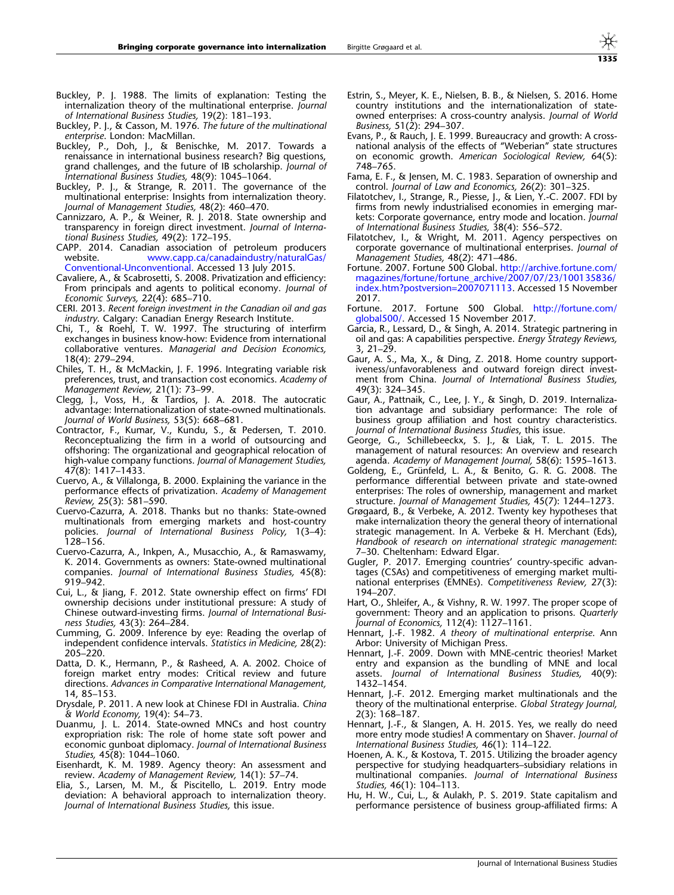Buckley, P. J. 1988. The limits of explanation: Testing the internalization theory of the multinational enterprise. *Journal of International Business Studies,* 19(2): 181–193.

Buckley, P. J., & Casson, M. 1976. *The future of the multinational enterprise*. London: MacMillan.

Buckley, P., Doh, J., & Benischke, M. 2017. Towards a renaissance in international business research? Big questions, grand challenges, and the future of IB scholarship. *Journal of International Business Studies,* 48(9): 1045–1064.

Buckley, P. J., & Strange, R. 2011. The governance of the multinational enterprise: Insights from internalization theory. *Journal of Management Studies,* 48(2): 460–470.

Cannizzaro, A. P., & Weiner, R. J. 2018. State ownership and transparency in foreign direct investment. *Journal of International Business Studies,* 49(2): 172–195.

CAPP. 2014. Canadian association of petroleum producers website. www.capp.ca/canadaindustry/naturalGas/Conventional-Unconventional. Accessed 13 July 2015.

Cavaliere, A., & Scabrosetti, S. 2008. Privatization and efficiency: From principals and agents to political economy. *Journal of Economic Surveys,* 22(4): 685–710.

CERI. 2013. *Recent foreign investment in the Canadian oil and gas industry*. Calgary: Canadian Energy Research Institute.

Chi, T., & Roehl, T. W. 1997. The structuring of interfirm exchanges in business know-how: Evidence from international collaborative ventures. *Managerial and Decision Economics,* 18(4): 279–294.

Chiles, T. H., & McMackin, J. F. 1996. Integrating variable risk preferences, trust, and transaction cost economics. *Academy of Management Review,* 21(1): 73–99.

Clegg, J., Voss, H., & Tardios, J. A. 2018. The autocratic advantage: Internationalization of state-owned multinationals. *Journal of World Business,* 53(5): 668–681.

Contractor, F., Kumar, V., Kundu, S., & Pedersen, T. 2010. Reconceptualizing the firm in a world of outsourcing and offshoring: The organizational and geographical relocation of high-value company functions. *Journal of Management Studies,* 47(8): 1417–1433.

Cuervo, A., & Villalonga, B. 2000. Explaining the variance in the performance effects of privatization. *Academy of Management Review,* 25(3): 581–590.

Cuervo-Cazurra, A. 2018. Thanks but no thanks: State-owned multinationals from emerging markets and host-country policies. *Journal of International Business Policy,* 1(3–4): 128–156.

Cuervo-Cazurra, A., Inkpen, A., Musacchio, A., & Ramaswamy, K. 2014. Governments as owners: State-owned multinational companies. *Journal of International Business Studies,* 45(8): 919–942.

Cui, L., & Jiang, F. 2012. State ownership effect on firms' FDI ownership decisions under institutional pressure: A study of Chinese outward-investing firms. *Journal of International Business Studies,* 43(3): 264–284.

Cumming, G. 2009. Inference by eye: Reading the overlap of independent confidence intervals. *Statistics in Medicine,* 28(2): 205–220.

Datta, D. K., Hermann, P., & Rasheed, A. A. 2002. Choice of foreign market entry modes: Critical review and future directions. *Advances in Comparative International Management,* 14, 85–153.

Drysdale, P. 2011. A new look at Chinese FDI in Australia. *China & World Economy,* 19(4): 54–73.

Duanmu, J. L. 2014. State-owned MNCs and host country expropriation risk: The role of home state soft power and economic gunboat diplomacy. *Journal of International Business Studies,* 45(8): 1044–1060.

Eisenhardt, K. M. 1989. Agency theory: An assessment and review. *Academy of Management Review,* 14(1): 57–74.

Elia, S., Larsen, M. M., & Piscitello, L. 2019. Entry mode deviation: A behavioral approach to internalization theory. *Journal of International Business Studies,* this issue.

Estrin, S., Meyer, K. E., Nielsen, B. B., & Nielsen, S. 2016. Home country institutions and the internationalization of state-owned enterprises: A cross-country analysis. *Journal of World Business,* 51(2): 294–307.

Evans, P., & Rauch, J. E. 1999. Bureaucracy and growth: A cross-national analysis of the effects of "Weberian" state structures on economic growth. *American Sociological Review,* 64(5): 748–765.

Fama, E. F., & Jensen, M. C. 1983. Separation of ownership and control. *Journal of Law and Economics,* 26(2): 301–325.

Filatotchev, I., Strange, R., Piesse, J., & Lien, Y.-C. 2007. FDI by firms from newly industrialised economies in emerging markets: Corporate governance, entry mode and location. *Journal of International Business Studies,* 38(4): 556–572.

Filatotchev, I., & Wright, M. 2011. Agency perspectives on corporate governance of multinational enterprises. *Journal of Management Studies,* 48(2): 471–486.

Fortune. 2007. Fortune 500 Global. http://archive.fortune.com/magazines/fortune/fortune_archive/2007/07/23/100135836/index.htm?postversion=2007071113. Accessed 15 November 2017.

Fortune. 2017. Fortune 500 Global. http://fortune.com/global500/. Accessed 15 November 2017.

Garcia, R., Lessard, D., & Singh, A. 2014. Strategic partnering in oil and gas: A capabilities perspective. *Energy Strategy Reviews,* 3, 21–29.

Gaur, A. S., Ma, X., & Ding, Z. 2018. Home country supportiveness/unfavorableness and outward foreign direct investment from China. *Journal of International Business Studies,* 49(3): 324–345.

Gaur, A., Pattnaik, C., Lee, J. Y., & Singh, D. 2019. Internalization advantage and subsidiary performance: The role of business group affiliation and host country characteristics. *Journal of International Business Studies*, this issue.

George, G., Schillebeeckx, S. J., & Liak, T. L. 2015. The management of natural resources: An overview and research agenda. *Academy of Management Journal,* 58(6): 1595–1613.

Goldeng, E., Grünfeld, L. A., & Benito, G. R. G. 2008. The performance differential between private and state-owned enterprises: The roles of ownership, management and market structure. *Journal of Management Studies,* 45(7): 1244–1273.

Grøgaard, B., & Verbeke, A. 2012. Twenty key hypotheses that make internalization theory the general theory of international strategic management. In A. Verbeke & H. Merchant (Eds), *Handbook of research on international strategic management*: 7–30. Cheltenham: Edward Elgar.

Gugler, P. 2017. Emerging countries' country-specific advantages (CSAs) and competitiveness of emerging market multinational enterprises (EMNEs). *Competitiveness Review,* 27(3): 194–207.

Hart, O., Shleifer, A., & Vishny, R. W. 1997. The proper scope of government: Theory and an application to prisons. *Quarterly Journal of Economics,* 112(4): 1127–1161.

Hennart, J.-F. 1982. *A theory of multinational enterprise*. Ann Arbor: University of Michigan Press.

Hennart, J.-F. 2009. Down with MNE-centric theories! Market entry and expansion as the bundling of MNE and local assets. *Journal of International Business Studies,* 40(9): 1432–1454.

Hennart, J.-F. 2012. Emerging market multinationals and the theory of the multinational enterprise. *Global Strategy Journal,* 2(3): 168–187.

Hennart, J.-F., & Slangen, A. H. 2015. Yes, we really do need more entry mode studies! A commentary on Shaver. *Journal of International Business Studies,* 46(1): 114–122.

Hoenen, A. K., & Kostova, T. 2015. Utilizing the broader agency perspective for studying headquarters–subsidiary relations in multinational companies. *Journal of International Business Studies,* 46(1): 104–113.

Hu, H. W., Cui, L., & Aulakh, P. S. 2019. State capitalism and performance persistence of business group-affiliated firms: A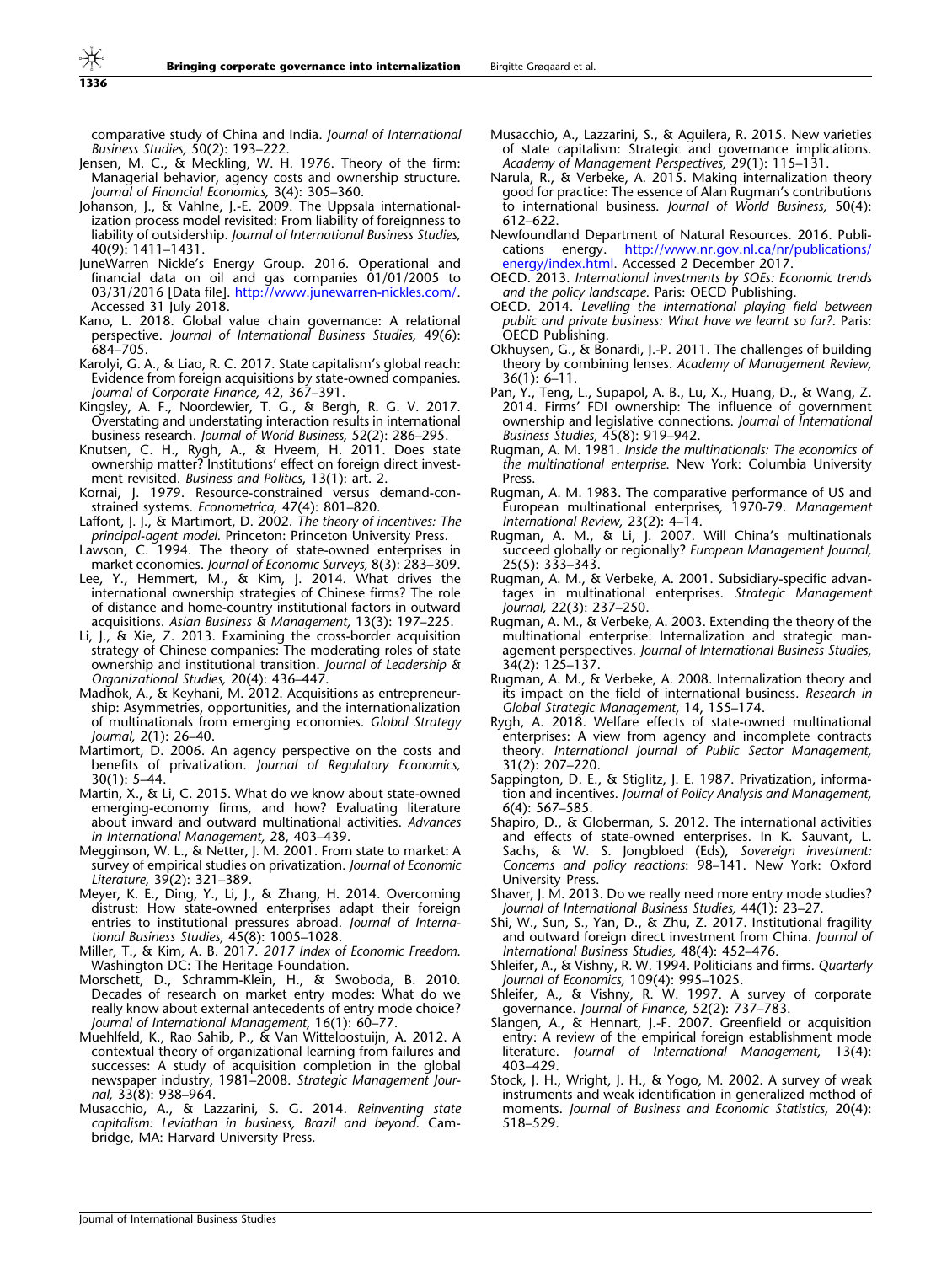comparative study of China and India. *Journal of International Business Studies,* 50(2): 193–222.

Jensen, M. C., & Meckling, W. H. 1976. Theory of the firm: Managerial behavior, agency costs and ownership structure. *Journal of Financial Economics,* 3(4): 305–360.

Johanson, J., & Vahlne, J.-E. 2009. The Uppsala internationalization process model revisited: From liability of foreignness to liability of outsidership. *Journal of International Business Studies,* 40(9): 1411–1431.

JuneWarren Nickle's Energy Group. 2016. Operational and financial data on oil and gas companies 01/01/2005 to 03/31/2016 [Data file]. http://www.junewarren-nickles.com/. Accessed 31 July 2018.

Kano, L. 2018. Global value chain governance: A relational perspective. *Journal of International Business Studies,* 49(6): 684–705.

Karolyi, G. A., & Liao, R. C. 2017. State capitalism's global reach: Evidence from foreign acquisitions by state-owned companies. *Journal of Corporate Finance,* 42, 367–391.

Kingsley, A. F., Noordewier, T. G., & Bergh, R. G. V. 2017. Overstating and understating interaction results in international business research. *Journal of World Business,* 52(2): 286–295.

Knutsen, C. H., Rygh, A., & Hveem, H. 2011. Does state ownership matter? Institutions' effect on foreign direct investment revisited. *Business and Politics*, 13(1): art. 2.

Kornai, J. 1979. Resource-constrained versus demand-constrained systems. *Econometrica,* 47(4): 801–820.

Laffont, J. J., & Martimort, D. 2002. *The theory of incentives: The principal-agent model*. Princeton: Princeton University Press.

Lawson, C. 1994. The theory of state-owned enterprises in market economies. *Journal of Economic Surveys,* 8(3): 283–309.

Lee, Y., Hemmert, M., & Kim, J. 2014. What drives the international ownership strategies of Chinese firms? The role of distance and home-country institutional factors in outward acquisitions. *Asian Business & Management,* 13(3): 197–225.

Li, J., & Xie, Z. 2013. Examining the cross-border acquisition strategy of Chinese companies: The moderating roles of state ownership and institutional transition. *Journal of Leadership & Organizational Studies,* 20(4): 436–447.

Madhok, A., & Keyhani, M. 2012. Acquisitions as entrepreneurship: Asymmetries, opportunities, and the internationalization of multinationals from emerging economies. *Global Strategy Journal,* 2(1): 26–40.

Martimort, D. 2006. An agency perspective on the costs and benefits of privatization. *Journal of Regulatory Economics,* 30(1): 5–44.

Martin, X., & Li, C. 2015. What do we know about state-owned emerging-economy firms, and how? Evaluating literature about inward and outward multinational activities. *Advances in International Management,* 28, 403–439.

Megginson, W. L., & Netter, J. M. 2001. From state to market: A survey of empirical studies on privatization. *Journal of Economic Literature,* 39(2): 321–389.

Meyer, K. E., Ding, Y., Li, J., & Zhang, H. 2014. Overcoming distrust: How state-owned enterprises adapt their foreign entries to institutional pressures abroad. *Journal of International Business Studies,* 45(8): 1005–1028.

Miller, T., & Kim, A. B. 2017. *2017 Index of Economic Freedom*. Washington DC: The Heritage Foundation.

Morschett, D., Schramm-Klein, H., & Swoboda, B. 2010. Decades of research on market entry modes: What do we really know about external antecedents of entry mode choice? *Journal of International Management,* 16(1): 60–77.

Muehlfeld, K., Rao Sahib, P., & Van Witteloostuijn, A. 2012. A contextual theory of organizational learning from failures and successes: A study of acquisition completion in the global newspaper industry, 1981–2008. *Strategic Management Journal,* 33(8): 938–964.

Musacchio, A., & Lazzarini, S. G. 2014. *Reinventing state capitalism: Leviathan in business, Brazil and beyond*. Cambridge, MA: Harvard University Press.

Musacchio, A., Lazzarini, S., & Aguilera, R. 2015. New varieties of state capitalism: Strategic and governance implications. *Academy of Management Perspectives,* 29(1): 115–131.

Narula, R., & Verbeke, A. 2015. Making internalization theory good for practice: The essence of Alan Rugman's contributions to international business. *Journal of World Business,* 50(4): 612–622.

Newfoundland Department of Natural Resources. 2016. Publications energy. http://www.nr.gov.nl.ca/nr/publications/energy/index.html. Accessed 2 December 2017.

OECD. 2013. *International investments by SOEs: Economic trends and the policy landscape*. Paris: OECD Publishing.

OECD. 2014. *Levelling the international playing field between public and private business: What have we learnt so far?*. Paris: OECD Publishing.

Okhuysen, G., & Bonardi, J.-P. 2011. The challenges of building theory by combining lenses. *Academy of Management Review,* 36(1): 6–11.

Pan, Y., Teng, L., Supapol, A. B., Lu, X., Huang, D., & Wang, Z. 2014. Firms' FDI ownership: The influence of government ownership and legislative connections. *Journal of International Business Studies,* 45(8): 919–942.

Rugman, A. M. 1981. *Inside the multinationals: The economics of the multinational enterprise*. New York: Columbia University Press.

Rugman, A. M. 1983. The comparative performance of US and European multinational enterprises, 1970-79. *Management International Review,* 23(2): 4–14.

Rugman, A. M., & Li, J. 2007. Will China's multinationals succeed globally or regionally? *European Management Journal,* 25(5): 333–343.

Rugman, A. M., & Verbeke, A. 2001. Subsidiary-specific advantages in multinational enterprises. *Strategic Management Journal,* 22(3): 237–250.

Rugman, A. M., & Verbeke, A. 2003. Extending the theory of the multinational enterprise: Internalization and strategic management perspectives. *Journal of International Business Studies,* 34(2): 125–137.

Rugman, A. M., & Verbeke, A. 2008. Internalization theory and its impact on the field of international business. *Research in Global Strategic Management,* 14, 155–174.

Rygh, A. 2018. Welfare effects of state-owned multinational enterprises: A view from agency and incomplete contracts theory. *International Journal of Public Sector Management,* 31(2): 207–220.

Sappington, D. E., & Stiglitz, J. E. 1987. Privatization, information and incentives. *Journal of Policy Analysis and Management,* 6(4): 567–585.

Shapiro, D., & Globerman, S. 2012. The international activities and effects of state-owned enterprises. In K. Sauvant, L. Sachs, & W. S. Jongbloed (Eds), *Sovereign investment: Concerns and policy reactions*: 98–141. New York: Oxford University Press.

Shaver, J. M. 2013. Do we really need more entry mode studies? *Journal of International Business Studies,* 44(1): 23–27.

Shi, W., Sun, S., Yan, D., & Zhu, Z. 2017. Institutional fragility and outward foreign direct investment from China. *Journal of International Business Studies,* 48(4): 452–476.

Shleifer, A., & Vishny, R. W. 1994. Politicians and firms. *Quarterly Journal of Economics,* 109(4): 995–1025.

Shleifer, A., & Vishny, R. W. 1997. A survey of corporate governance. *Journal of Finance,* 52(2): 737–783.

Slangen, A., & Hennart, J.-F. 2007. Greenfield or acquisition entry: A review of the empirical foreign establishment mode literature. *Journal of International Management,* 13(4): 403–429.

Stock, J. H., Wright, J. H., & Yogo, M. 2002. A survey of weak instruments and weak identification in generalized method of moments. *Journal of Business and Economic Statistics,* 20(4): 518–529.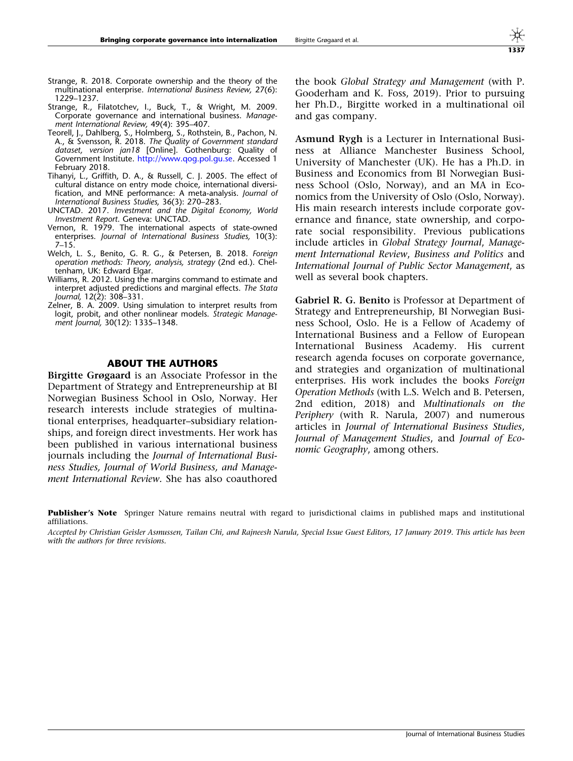Strange, R. 2018. Corporate ownership and the theory of the multinational enterprise. *International Business Review*, 27(6): 1229–1237.

Strange, R., Filatotchev, I., Buck, T., & Wright, M. 2009. Corporate governance and international business. *Management International Review*, 49(4): 395–407.

Teorell, J., Dahlberg, S., Holmberg, S., Rothstein, B., Pachon, N. A., & Svensson, R. 2018. *The Quality of Government standard dataset, version jan18* [Online]. Gothenburg: Quality of Government Institute. http://www.qog.pol.gu.se. Accessed 1 February 2018.

Tihanyi, L., Griffith, D. A., & Russell, C. J. 2005. The effect of cultural distance on entry mode choice, international diversification, and MNE performance: A meta-analysis. *Journal of International Business Studies*, 36(3): 270–283.

UNCTAD. 2017. *Investment and the Digital Economy, World Investment Report*. Geneva: UNCTAD.

Vernon, R. 1979. The international aspects of state-owned enterprises. *Journal of International Business Studies*, 10(3): 7–15.

Welch, L. S., Benito, G. R. G., & Petersen, B. 2018. *Foreign operation methods: Theory, analysis, strategy* (2nd ed.). Cheltenham, UK: Edward Elgar.

Williams, R. 2012. Using the margins command to estimate and interpret adjusted predictions and marginal effects. *The Stata Journal*, 12(2): 308–331.

Zelner, B. A. 2009. Using simulation to interpret results from logit, probit, and other nonlinear models. *Strategic Management Journal*, 30(12): 1335–1348.

## ABOUT THE AUTHORS

**Birgitte Grøgaard** is an Associate Professor in the Department of Strategy and Entrepreneurship at BI Norwegian Business School in Oslo, Norway. Her research interests include strategies of multinational enterprises, headquarter–subsidiary relationships, and foreign direct investments. Her work has been published in various international business journals including the *Journal of International Business Studies, Journal of World Business, and Management International Review*. She has also coauthored the book *Global Strategy and Management* (with P. Gooderham and K. Foss, 2019). Prior to pursuing her Ph.D., Birgitte worked in a multinational oil and gas company.

**Asmund Rygh** is a Lecturer in International Business at Alliance Manchester Business School, University of Manchester (UK). He has a Ph.D. in Business and Economics from BI Norwegian Business School (Oslo, Norway), and an MA in Economics from the University of Oslo (Oslo, Norway). His main research interests include corporate governance and finance, state ownership, and corporate social responsibility. Previous publications include articles in *Global Strategy Journal*, *Management International Review*, *Business and Politics* and *International Journal of Public Sector Management*, as well as several book chapters.

**Gabriel R. G. Benito** is Professor at Department of Strategy and Entrepreneurship, BI Norwegian Business School, Oslo. He is a Fellow of Academy of International Business and a Fellow of European International Business Academy. His current research agenda focuses on corporate governance, and strategies and organization of multinational enterprises. His work includes the books *Foreign Operation Methods* (with L.S. Welch and B. Petersen, 2nd edition, 2018) and *Multinationals on the Periphery* (with R. Narula, 2007) and numerous articles in *Journal of International Business Studies*, *Journal of Management Studies*, and *Journal of Economic Geography*, among others.

**Publisher's Note** Springer Nature remains neutral with regard to jurisdictional claims in published maps and institutional affiliations.

*Accepted by Christian Geisler Asmussen, Tailan Chi, and Rajneesh Narula, Special Issue Guest Editors, 17 January 2019. This article has been with the authors for three revisions.*